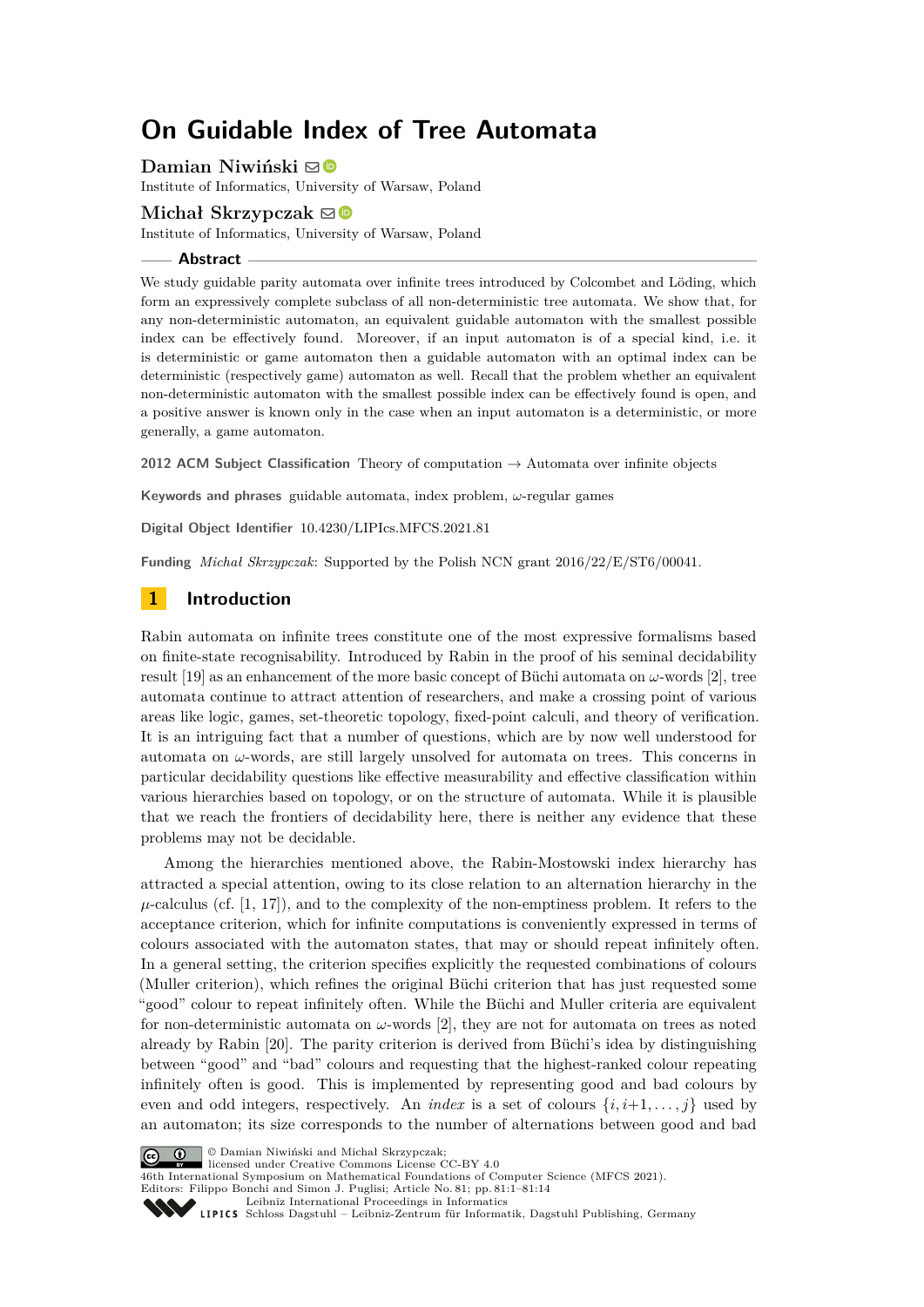# On Guidable Index of Tree Automata

**Damian Niwiński**
Institute of Informatics, University of Warsaw, Poland

**Michał Skrzypczak**
Institute of Informatics, University of Warsaw, Poland

## Abstract

We study guidable parity automata over infinite trees introduced by Colcombet and Löding, which form an expressively complete subclass of all non-deterministic tree automata. We show that, for any non-deterministic automaton, an equivalent guidable automaton with the smallest possible index can be effectively found. Moreover, if an input automaton is of a special kind, i.e. it is deterministic or game automaton then a guidable automaton with an optimal index can be deterministic (respectively game) automaton as well. Recall that the problem whether an equivalent non-deterministic automaton with the smallest possible index can be effectively found is open, and a positive answer is known only in the case when an input automaton is a deterministic, or more generally, a game automaton.

**2012 ACM Subject Classification** Theory of computation → Automata over infinite objects

**Keywords and phrases** guidable automata, index problem, $\omega$-regular games

**Digital Object Identifier** 10.4230/LIPIcs.MFCS.2021.81

**Funding** *Michał Skrzypczak*: Supported by the Polish NCN grant 2016/22/E/ST6/00041.

## 1 Introduction

Rabin automata on infinite trees constitute one of the most expressive formalisms based on finite-state recognisability. Introduced by Rabin in the proof of his seminal decidability result [19] as an enhancement of the more basic concept of Büchi automata on $\omega$-words [2], tree automata continue to attract attention of researchers, and make a crossing point of various areas like logic, games, set-theoretic topology, fixed-point calculi, and theory of verification. It is an intriguing fact that a number of questions, which are by now well understood for automata on $\omega$-words, are still largely unsolved for automata on trees. This concerns in particular decidability questions like effective measurability and effective classification within various hierarchies based on topology, or on the structure of automata. While it is plausible that we reach the frontiers of decidability here, there is neither any evidence that these problems may not be decidable.

Among the hierarchies mentioned above, the Rabin-Mostowski index hierarchy has attracted a special attention, owing to its close relation to an alternation hierarchy in the $\mu$-calculus (cf. [1, 17]), and to the complexity of the non-emptiness problem. It refers to the acceptance criterion, which for infinite computations is conveniently expressed in terms of colours associated with the automaton states, that may or should repeat infinitely often. In a general setting, the criterion specifies explicitly the requested combinations of colours (Muller criterion), which refines the original Büchi criterion that has just requested some "good" colour to repeat infinitely often. While the Büchi and Muller criteria are equivalent for non-deterministic automata on $\omega$-words [2], they are not for automata on trees as noted already by Rabin [20]. The parity criterion is derived from Büchi's idea by distinguishing between "good" and "bad" colours and requesting that the highest-ranked colour repeating infinitely often is good. This is implemented by representing good and bad colours by even and odd integers, respectively. An *index* is a set of colours $\{i, i+1, \ldots, j\}$ used by an automaton; its size corresponds to the number of alternations between good and bad

© Damian Niwiński and Michał Skrzypczak;
licensed under Creative Commons License CC-BY 4.0
46th International Symposium on Mathematical Foundations of Computer Science (MFCS 2021).
Editors: Filippo Bonchi and Simon J. Puglisi; Article No. 81; pp. 81:1–81:14
Leibniz International Proceedings in Informatics
Schloss Dagstuhl – Leibniz-Zentrum für Informatik, Dagstuhl Publishing, Germany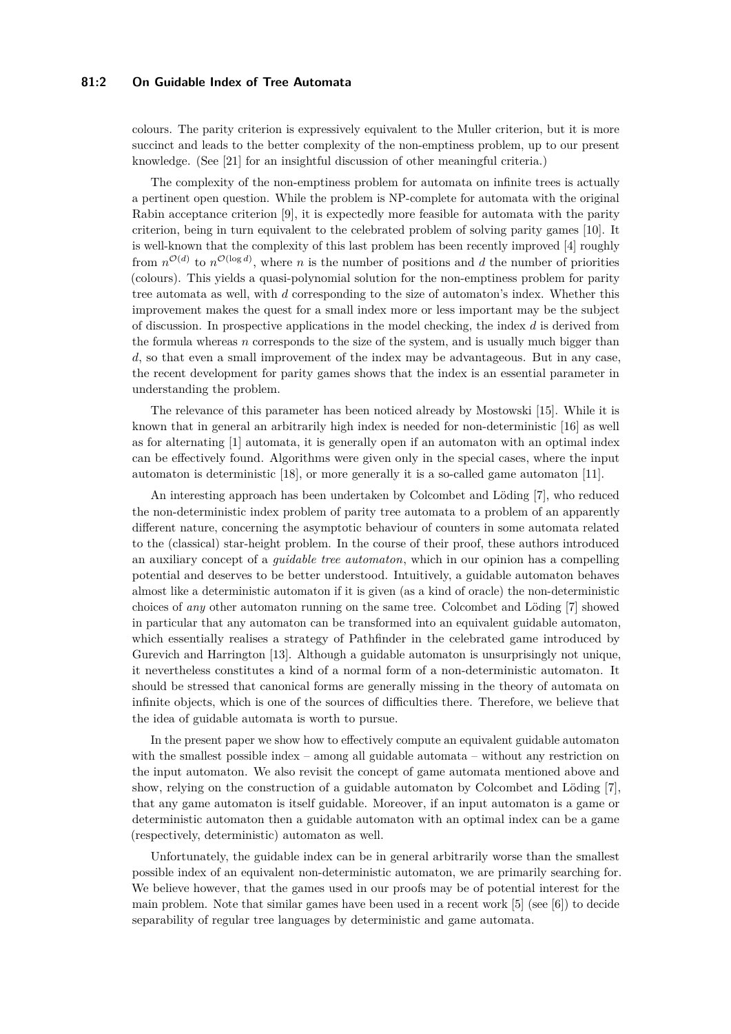colours. The parity criterion is expressively equivalent to the Muller criterion, but it is more succinct and leads to the better complexity of the non-emptiness problem, up to our present knowledge. (See [21] for an insightful discussion of other meaningful criteria.)

The complexity of the non-emptiness problem for automata on infinite trees is actually a pertinent open question. While the problem is NP-complete for automata with the original Rabin acceptance criterion [9], it is expectedly more feasible for automata with the parity criterion, being in turn equivalent to the celebrated problem of solving parity games [10]. It is well-known that the complexity of this last problem has been recently improved [4] roughly from $n^{\mathcal{O}(d)}$ to $n^{\mathcal{O}(\log d)}$, where $n$ is the number of positions and $d$ the number of priorities (colours). This yields a quasi-polynomial solution for the non-emptiness problem for parity tree automata as well, with $d$ corresponding to the size of automaton's index. Whether this improvement makes the quest for a small index more or less important may be the subject of discussion. In prospective applications in the model checking, the index $d$ is derived from the formula whereas $n$ corresponds to the size of the system, and is usually much bigger than $d$, so that even a small improvement of the index may be advantageous. But in any case, the recent development for parity games shows that the index is an essential parameter in understanding the problem.

The relevance of this parameter has been noticed already by Mostowski [15]. While it is known that in general an arbitrarily high index is needed for non-deterministic [16] as well as for alternating [1] automata, it is generally open if an automaton with an optimal index can be effectively found. Algorithms were given only in the special cases, where the input automaton is deterministic [18], or more generally it is a so-called game automaton [11].

An interesting approach has been undertaken by Colcombet and Löding [7], who reduced the non-deterministic index problem of parity tree automata to a problem of an apparently different nature, concerning the asymptotic behaviour of counters in some automata related to the (classical) star-height problem. In the course of their proof, these authors introduced an auxiliary concept of a *guidable tree automaton*, which in our opinion has a compelling potential and deserves to be better understood. Intuitively, a guidable automaton behaves almost like a deterministic automaton if it is given (as a kind of oracle) the non-deterministic choices of *any* other automaton running on the same tree. Colcombet and Löding [7] showed in particular that any automaton can be transformed into an equivalent guidable automaton, which essentially realises a strategy of Pathfinder in the celebrated game introduced by Gurevich and Harrington [13]. Although a guidable automaton is unsurprisingly not unique, it nevertheless constitutes a kind of a normal form of a non-deterministic automaton. It should be stressed that canonical forms are generally missing in the theory of automata on infinite objects, which is one of the sources of difficulties there. Therefore, we believe that the idea of guidable automata is worth to pursue.

In the present paper we show how to effectively compute an equivalent guidable automaton with the smallest possible index – among all guidable automata – without any restriction on the input automaton. We also revisit the concept of game automata mentioned above and show, relying on the construction of a guidable automaton by Colcombet and Löding [7], that any game automaton is itself guidable. Moreover, if an input automaton is a game or deterministic automaton then a guidable automaton with an optimal index can be a game (respectively, deterministic) automaton as well.

Unfortunately, the guidable index can be in general arbitrarily worse than the smallest possible index of an equivalent non-deterministic automaton, we are primarily searching for. We believe however, that the games used in our proofs may be of potential interest for the main problem. Note that similar games have been used in a recent work [5] (see [6]) to decide separability of regular tree languages by deterministic and game automata.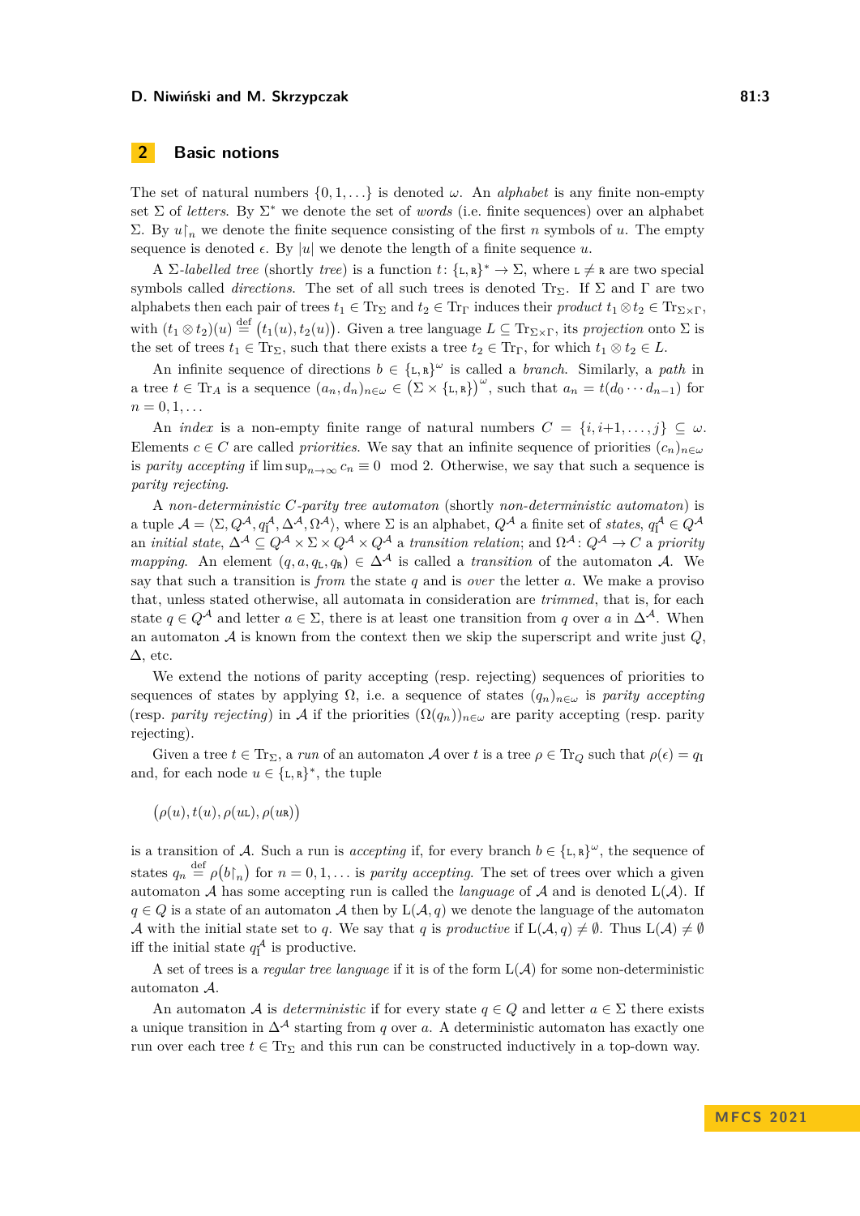## 2 Basic notions

The set of natural numbers $\{0, 1, \ldots\}$ is denoted $\omega$. An *alphabet* is any finite non-empty set $\Sigma$ of *letters*. By $\Sigma^*$ we denote the set of *words* (i.e. finite sequences) over an alphabet $\Sigma$. By $u{\restriction}_n$ we denote the finite sequence consisting of the first $n$ symbols of $u$. The empty sequence is denoted $\epsilon$. By $|u|$ we denote the length of a finite sequence $u$.

A *$\Sigma$-labelled tree* (shortly *tree*) is a function $t\colon \{\mathtt{L}, \mathtt{R}\}^* \to \Sigma$, where $\mathtt{L} \neq \mathtt{R}$ are two special symbols called *directions*. The set of all such trees is denoted $\mathrm{Tr}_\Sigma$. If $\Sigma$ and $\Gamma$ are two alphabets then each pair of trees $t_1 \in \mathrm{Tr}_\Sigma$ and $t_2 \in \mathrm{Tr}_\Gamma$ induces their *product* $t_1 \otimes t_2 \in \mathrm{Tr}_{\Sigma\times\Gamma}$, with $(t_1 \otimes t_2)(u) \stackrel{\text{def}}{=} \big(t_1(u), t_2(u)\big)$. Given a tree language $L \subseteq \mathrm{Tr}_{\Sigma\times\Gamma}$, its *projection* onto $\Sigma$ is the set of trees $t_1 \in \mathrm{Tr}_\Sigma$, such that there exists a tree $t_2 \in \mathrm{Tr}_\Gamma$, for which $t_1 \otimes t_2 \in L$.

An infinite sequence of directions $b \in \{\mathtt{L}, \mathtt{R}\}^\omega$ is called a *branch*. Similarly, a *path* in a tree $t \in \mathrm{Tr}_A$ is a sequence $(a_n, d_n)_{n\in\omega} \in \big(\Sigma \times \{\mathtt{L}, \mathtt{R}\}\big)^\omega$, such that $a_n = t(d_0 \cdots d_{n-1})$ for $n = 0, 1, \ldots$

An *index* is a non-empty finite range of natural numbers $C = \{i, i{+}1, \ldots, j\} \subseteq \omega$. Elements $c \in C$ are called *priorities*. We say that an infinite sequence of priorities $(c_n)_{n\in\omega}$ is *parity accepting* if $\limsup_{n\to\infty} c_n \equiv 0 \mod 2$. Otherwise, we say that such a sequence is *parity rejecting*.

A *non-deterministic $C$-parity tree automaton* (shortly *non-deterministic automaton*) is a tuple $\mathcal{A} = \langle \Sigma, Q^\mathcal{A}, q_\mathrm{I}^\mathcal{A}, \Delta^\mathcal{A}, \Omega^\mathcal{A}\rangle$, where $\Sigma$ is an alphabet, $Q^\mathcal{A}$ a finite set of *states*, $q_\mathrm{I}^\mathcal{A} \in Q^\mathcal{A}$ an *initial state*, $\Delta^\mathcal{A} \subseteq Q^\mathcal{A} \times \Sigma \times Q^\mathcal{A} \times Q^\mathcal{A}$ a *transition relation*; and $\Omega^\mathcal{A}\colon Q^\mathcal{A} \to C$ a *priority mapping*. An element $(q, a, q_\mathtt{L}, q_\mathtt{R}) \in \Delta^\mathcal{A}$ is called a *transition* of the automaton $\mathcal{A}$. We say that such a transition is *from* the state $q$ and is *over* the letter $a$. We make a proviso that, unless stated otherwise, all automata in consideration are *trimmed*, that is, for each state $q \in Q^\mathcal{A}$ and letter $a \in \Sigma$, there is at least one transition from $q$ over $a$ in $\Delta^\mathcal{A}$. When an automaton $\mathcal{A}$ is known from the context then we skip the superscript and write just $Q$, $\Delta$, etc.

We extend the notions of parity accepting (resp. rejecting) sequences of priorities to sequences of states by applying $\Omega$, i.e. a sequence of states $(q_n)_{n\in\omega}$ is *parity accepting* (resp. *parity rejecting*) in $\mathcal{A}$ if the priorities $(\Omega(q_n))_{n\in\omega}$ are parity accepting (resp. parity rejecting).

Given a tree $t \in \mathrm{Tr}_\Sigma$, a *run* of an automaton $\mathcal{A}$ over $t$ is a tree $\rho \in \mathrm{Tr}_Q$ such that $\rho(\epsilon) = q_\mathrm{I}$ and, for each node $u \in \{\mathtt{L}, \mathtt{R}\}^*$, the tuple

$$\big(\rho(u), t(u), \rho(u\mathtt{L}), \rho(u\mathtt{R})\big)$$

is a transition of $\mathcal{A}$. Such a run is *accepting* if, for every branch $b \in \{\mathtt{L}, \mathtt{R}\}^\omega$, the sequence of states $q_n \stackrel{\text{def}}{=} \rho\big(b{\restriction}_n\big)$ for $n = 0, 1, \ldots$ is *parity accepting*. The set of trees over which a given automaton $\mathcal{A}$ has some accepting run is called the *language* of $\mathcal{A}$ and is denoted $\mathrm{L}(\mathcal{A})$. If $q \in Q$ is a state of an automaton $\mathcal{A}$ then by $\mathrm{L}(\mathcal{A}, q)$ we denote the language of the automaton $\mathcal{A}$ with the initial state set to $q$. We say that $q$ is *productive* if $\mathrm{L}(\mathcal{A}, q) \neq \emptyset$. Thus $\mathrm{L}(\mathcal{A}) \neq \emptyset$ iff the initial state $q_\mathrm{I}^\mathcal{A}$ is productive.

A set of trees is a *regular tree language* if it is of the form $\mathrm{L}(\mathcal{A})$ for some non-deterministic automaton $\mathcal{A}$.

An automaton $\mathcal{A}$ is *deterministic* if for every state $q \in Q$ and letter $a \in \Sigma$ there exists a unique transition in $\Delta^\mathcal{A}$ starting from $q$ over $a$. A deterministic automaton has exactly one run over each tree $t \in \mathrm{Tr}_\Sigma$ and this run can be constructed inductively in a top-down way.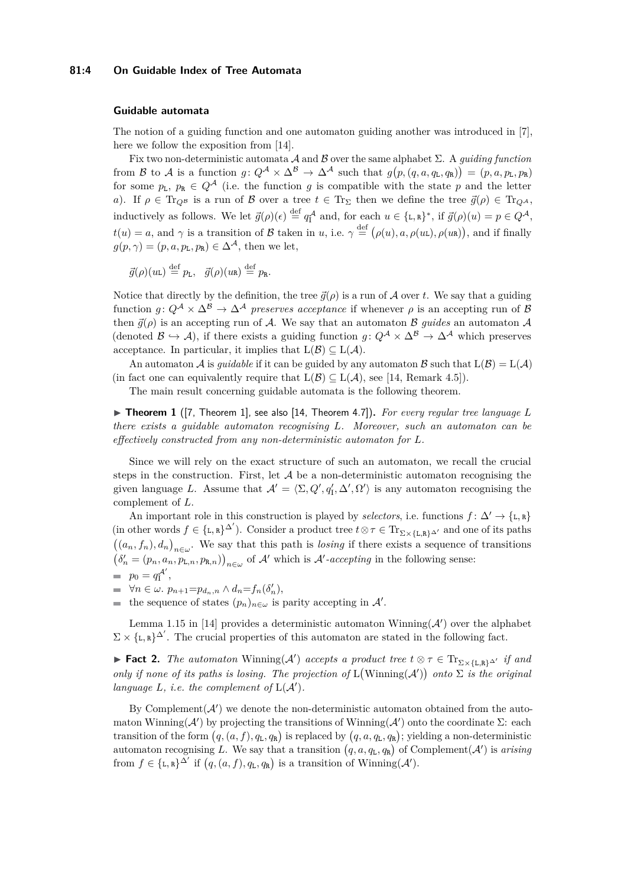### Guidable automata

The notion of a guiding function and one automaton guiding another was introduced in [7], here we follow the exposition from [14].

Fix two non-deterministic automata $\mathcal{A}$ and $\mathcal{B}$ over the same alphabet $\Sigma$. A *guiding function* from $\mathcal{B}$ to $\mathcal{A}$ is a function $g\colon Q^{\mathcal{A}} \times \Delta^{\mathcal{B}} \to \Delta^{\mathcal{A}}$ such that $g\big(p,(q,a,q_{\mathtt{L}},q_{\mathtt{R}})\big) = (p,a,p_{\mathtt{L}},p_{\mathtt{R}})$ for some $p_{\mathtt{L}},\ p_{\mathtt{R}} \in Q^{\mathcal{A}}$ (i.e. the function $g$ is compatible with the state $p$ and the letter $a$). If $\rho \in \mathrm{Tr}_{Q^{\mathcal{B}}}$ is a run of $\mathcal{B}$ over a tree $t \in \mathrm{Tr}_{\Sigma}$ then we define the tree $\vec{g}(\rho) \in \mathrm{Tr}_{Q^{\mathcal{A}}}$, inductively as follows. We let $\vec{g}(\rho)(\epsilon) \stackrel{\text{def}}{=} q_{\mathrm{I}}^{\mathcal{A}}$ and, for each $u \in \{\mathtt{L},\mathtt{R}\}^*$, if $\vec{g}(\rho)(u) = p \in Q^{\mathcal{A}}$, $t(u) = a$, and $\gamma$ is a transition of $\mathcal{B}$ taken in $u$, i.e. $\gamma \stackrel{\text{def}}{=} \big(\rho(u), a, \rho(u\mathtt{L}), \rho(u\mathtt{R})\big)$, and if finally $g(p,\gamma) = (p,a,p_{\mathtt{L}},p_{\mathtt{R}}) \in \Delta^{\mathcal{A}}$, then we let,

$$\vec{g}(\rho)(u\mathtt{L}) \stackrel{\text{def}}{=} p_{\mathtt{L}}, \quad \vec{g}(\rho)(u\mathtt{R}) \stackrel{\text{def}}{=} p_{\mathtt{R}}.$$

Notice that directly by the definition, the tree $\vec{g}(\rho)$ is a run of $\mathcal{A}$ over $t$. We say that a guiding function $g\colon Q^{\mathcal{A}} \times \Delta^{\mathcal{B}} \to \Delta^{\mathcal{A}}$ *preserves acceptance* if whenever $\rho$ is an accepting run of $\mathcal{B}$ then $\vec{g}(\rho)$ is an accepting run of $\mathcal{A}$. We say that an automaton $\mathcal{B}$ *guides* an automaton $\mathcal{A}$ (denoted $\mathcal{B} \hookrightarrow \mathcal{A}$), if there exists a guiding function $g\colon Q^{\mathcal{A}} \times \Delta^{\mathcal{B}} \to \Delta^{\mathcal{A}}$ which preserves acceptance. In particular, it implies that $\mathrm{L}(\mathcal{B}) \subseteq \mathrm{L}(\mathcal{A})$.

An automaton $\mathcal{A}$ is *guidable* if it can be guided by any automaton $\mathcal{B}$ such that $\mathrm{L}(\mathcal{B}) = \mathrm{L}(\mathcal{A})$ (in fact one can equivalently require that $\mathrm{L}(\mathcal{B}) \subseteq \mathrm{L}(\mathcal{A})$, see [14, Remark 4.5]).

The main result concerning guidable automata is the following theorem.

▶ **Theorem 1** ([7, Theorem 1], see also [14, Theorem 4.7])**.** *For every regular tree language $L$ there exists a guidable automaton recognising $L$. Moreover, such an automaton can be effectively constructed from any non-deterministic automaton for $L$.*

Since we will rely on the exact structure of such an automaton, we recall the crucial steps in the construction. First, let $\mathcal{A}$ be a non-deterministic automaton recognising the given language $L$. Assume that $\mathcal{A}' = \langle \Sigma, Q', q_{\mathrm{I}}', \Delta', \Omega' \rangle$ is any automaton recognising the complement of $L$.

An important role in this construction is played by *selectors*, i.e. functions $f\colon \Delta' \to \{\mathtt{L},\mathtt{R}\}$ (in other words $f \in \{\mathtt{L},\mathtt{R}\}^{\Delta'}$). Consider a product tree $t \otimes \tau \in \mathrm{Tr}_{\Sigma \times \{\mathtt{L},\mathtt{R}\}^{\Delta'}}$ and one of its paths $\big((a_n,f_n),d_n\big)_{n\in\omega}$. We say that this path is *losing* if there exists a sequence of transitions $\big(\delta_n' = (p_n, a_n, p_{\mathtt{L},n}, p_{\mathtt{R},n})\big)_{n\in\omega}$ of $\mathcal{A}'$ which is $\mathcal{A}'$*-accepting* in the following sense:

- $p_0 = q_{\mathrm{I}}^{\mathcal{A}'}$,
- $\forall n \in \omega.\ p_{n+1} = p_{d_n,n} \wedge d_n = f_n(\delta_n')$,
- the sequence of states $(p_n)_{n\in\omega}$ is parity accepting in $\mathcal{A}'$.

Lemma 1.15 in [14] provides a deterministic automaton $\mathrm{Winning}(\mathcal{A}')$ over the alphabet $\Sigma \times \{\mathtt{L},\mathtt{R}\}^{\Delta'}$. The crucial properties of this automaton are stated in the following fact.

▶ **Fact 2.** *The automaton* $\mathrm{Winning}(\mathcal{A}')$ *accepts a product tree* $t \otimes \tau \in \mathrm{Tr}_{\Sigma \times \{\mathtt{L},\mathtt{R}\}^{\Delta'}}$ *if and only if none of its paths is losing. The projection of* $\mathrm{L}\big(\mathrm{Winning}(\mathcal{A}')\big)$ *onto* $\Sigma$ *is the original language $L$, i.e. the complement of* $\mathrm{L}(\mathcal{A}')$.

By $\mathrm{Complement}(\mathcal{A}')$ we denote the non-deterministic automaton obtained from the automaton $\mathrm{Winning}(\mathcal{A}')$ by projecting the transitions of $\mathrm{Winning}(\mathcal{A}')$ onto the coordinate $\Sigma$: each transition of the form $\big(q,(a,f),q_{\mathtt{L}},q_{\mathtt{R}}\big)$ is replaced by $\big(q,a,q_{\mathtt{L}},q_{\mathtt{R}}\big)$; yielding a non-deterministic automaton recognising $L$. We say that a transition $\big(q,a,q_{\mathtt{L}},q_{\mathtt{R}}\big)$ of $\mathrm{Complement}(\mathcal{A}')$ is *arising* from $f \in \{\mathtt{L},\mathtt{R}\}^{\Delta'}$ if $\big(q,(a,f),q_{\mathtt{L}},q_{\mathtt{R}}\big)$ is a transition of $\mathrm{Winning}(\mathcal{A}')$.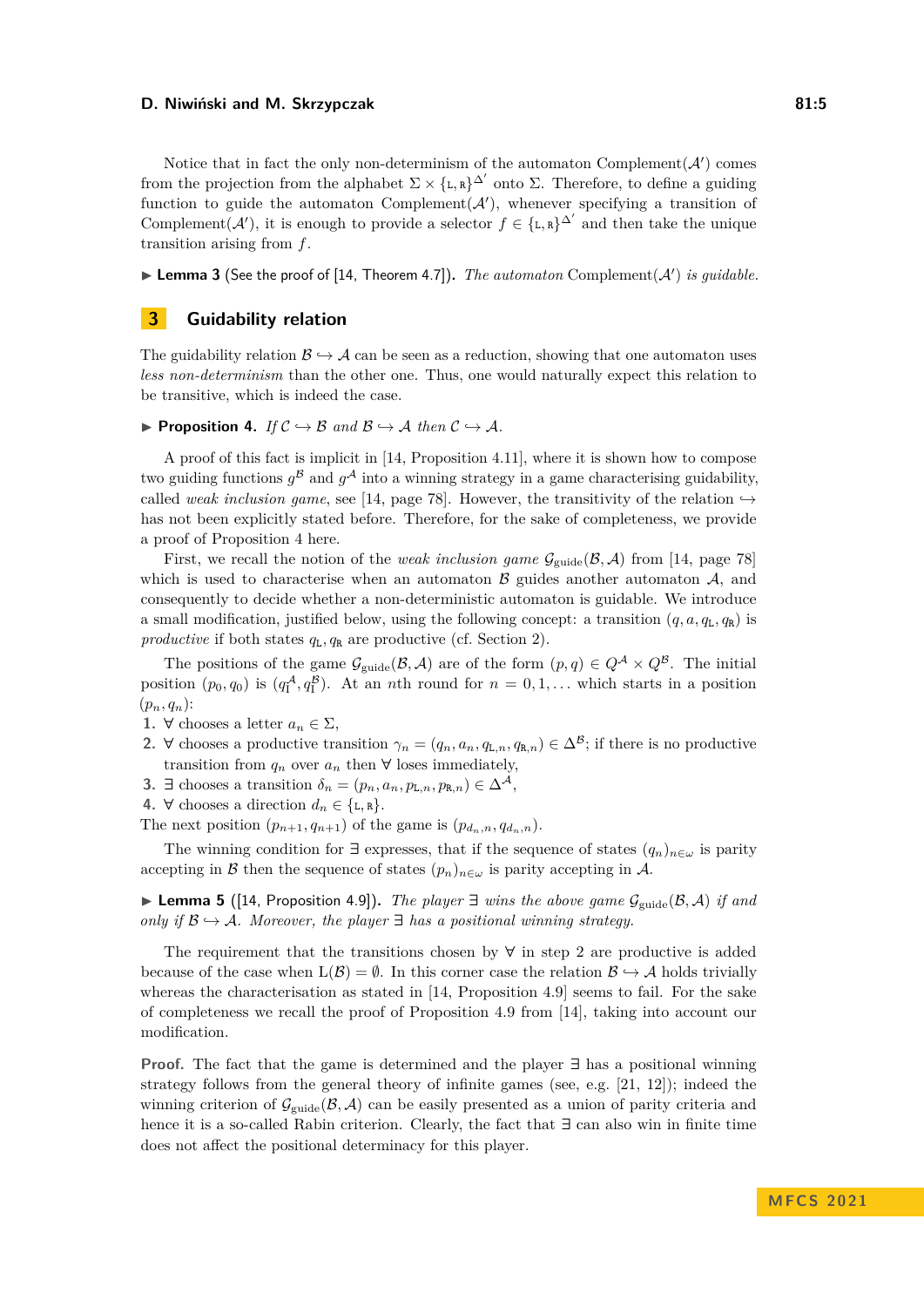Notice that in fact the only non-determinism of the automaton Complement($\mathcal{A}'$) comes from the projection from the alphabet $\Sigma \times \{\mathtt{L},\mathtt{R}\}^{\Delta'}$ onto $\Sigma$. Therefore, to define a guiding function to guide the automaton Complement($\mathcal{A}'$), whenever specifying a transition of Complement($\mathcal{A}'$), it is enough to provide a selector $f \in \{\mathtt{L},\mathtt{R}\}^{\Delta'}$ and then take the unique transition arising from $f$.

▶ **Lemma 3** (See the proof of [14, Theorem 4.7]). *The automaton* Complement($\mathcal{A}'$) *is guidable.*

## 3 Guidability relation

The guidability relation $\mathcal{B} \hookrightarrow \mathcal{A}$ can be seen as a reduction, showing that one automaton uses *less non-determinism* than the other one. Thus, one would naturally expect this relation to be transitive, which is indeed the case.

▶ **Proposition 4.** *If $\mathcal{C} \hookrightarrow \mathcal{B}$ and $\mathcal{B} \hookrightarrow \mathcal{A}$ then $\mathcal{C} \hookrightarrow \mathcal{A}$.*

A proof of this fact is implicit in [14, Proposition 4.11], where it is shown how to compose two guiding functions $g^{\mathcal{B}}$ and $g^{\mathcal{A}}$ into a winning strategy in a game characterising guidability, called *weak inclusion game*, see [14, page 78]. However, the transitivity of the relation $\hookrightarrow$ has not been explicitly stated before. Therefore, for the sake of completeness, we provide a proof of Proposition 4 here.

First, we recall the notion of the *weak inclusion game* $\mathcal{G}_{\mathrm{guide}}(\mathcal{B},\mathcal{A})$ from [14, page 78] which is used to characterise when an automaton $\mathcal{B}$ guides another automaton $\mathcal{A}$, and consequently to decide whether a non-deterministic automaton is guidable. We introduce a small modification, justified below, using the following concept: a transition $(q, a, q_{\mathtt{L}}, q_{\mathtt{R}})$ is *productive* if both states $q_{\mathtt{L}}, q_{\mathtt{R}}$ are productive (cf. Section 2).

The positions of the game $\mathcal{G}_{\mathrm{guide}}(\mathcal{B},\mathcal{A})$ are of the form $(p, q) \in Q^{\mathcal{A}} \times Q^{\mathcal{B}}$. The initial position $(p_0, q_0)$ is $(q_{\mathrm{I}}^{\mathcal{A}}, q_{\mathrm{I}}^{\mathcal{B}})$. At an $n$th round for $n = 0, 1, \ldots$ which starts in a position $(p_n, q_n)$:

1. $\forall$ chooses a letter $a_n \in \Sigma$,
2. $\forall$ chooses a productive transition $\gamma_n = (q_n, a_n, q_{\mathtt{L},n}, q_{\mathtt{R},n}) \in \Delta^{\mathcal{B}}$; if there is no productive transition from $q_n$ over $a_n$ then $\forall$ loses immediately,
3. $\exists$ chooses a transition $\delta_n = (p_n, a_n, p_{\mathtt{L},n}, p_{\mathtt{R},n}) \in \Delta^{\mathcal{A}}$,
4. $\forall$ chooses a direction $d_n \in \{\mathtt{L},\mathtt{R}\}$.

The next position $(p_{n+1}, q_{n+1})$ of the game is $(p_{d_n,n}, q_{d_n,n})$.

The winning condition for $\exists$ expresses, that if the sequence of states $(q_n)_{n\in\omega}$ is parity accepting in $\mathcal{B}$ then the sequence of states $(p_n)_{n\in\omega}$ is parity accepting in $\mathcal{A}$.

▶ **Lemma 5** ([14, Proposition 4.9]). *The player $\exists$ wins the above game $\mathcal{G}_{\mathrm{guide}}(\mathcal{B},\mathcal{A})$ if and only if $\mathcal{B} \hookrightarrow \mathcal{A}$. Moreover, the player $\exists$ has a positional winning strategy.*

The requirement that the transitions chosen by $\forall$ in step 2 are productive is added because of the case when $\mathrm{L}(\mathcal{B}) = \emptyset$. In this corner case the relation $\mathcal{B} \hookrightarrow \mathcal{A}$ holds trivially whereas the characterisation as stated in [14, Proposition 4.9] seems to fail. For the sake of completeness we recall the proof of Proposition 4.9 from [14], taking into account our modification.

**Proof.** The fact that the game is determined and the player $\exists$ has a positional winning strategy follows from the general theory of infinite games (see, e.g. [21, 12]); indeed the winning criterion of $\mathcal{G}_{\mathrm{guide}}(\mathcal{B},\mathcal{A})$ can be easily presented as a union of parity criteria and hence it is a so-called Rabin criterion. Clearly, the fact that $\exists$ can also win in finite time does not affect the positional determinacy for this player.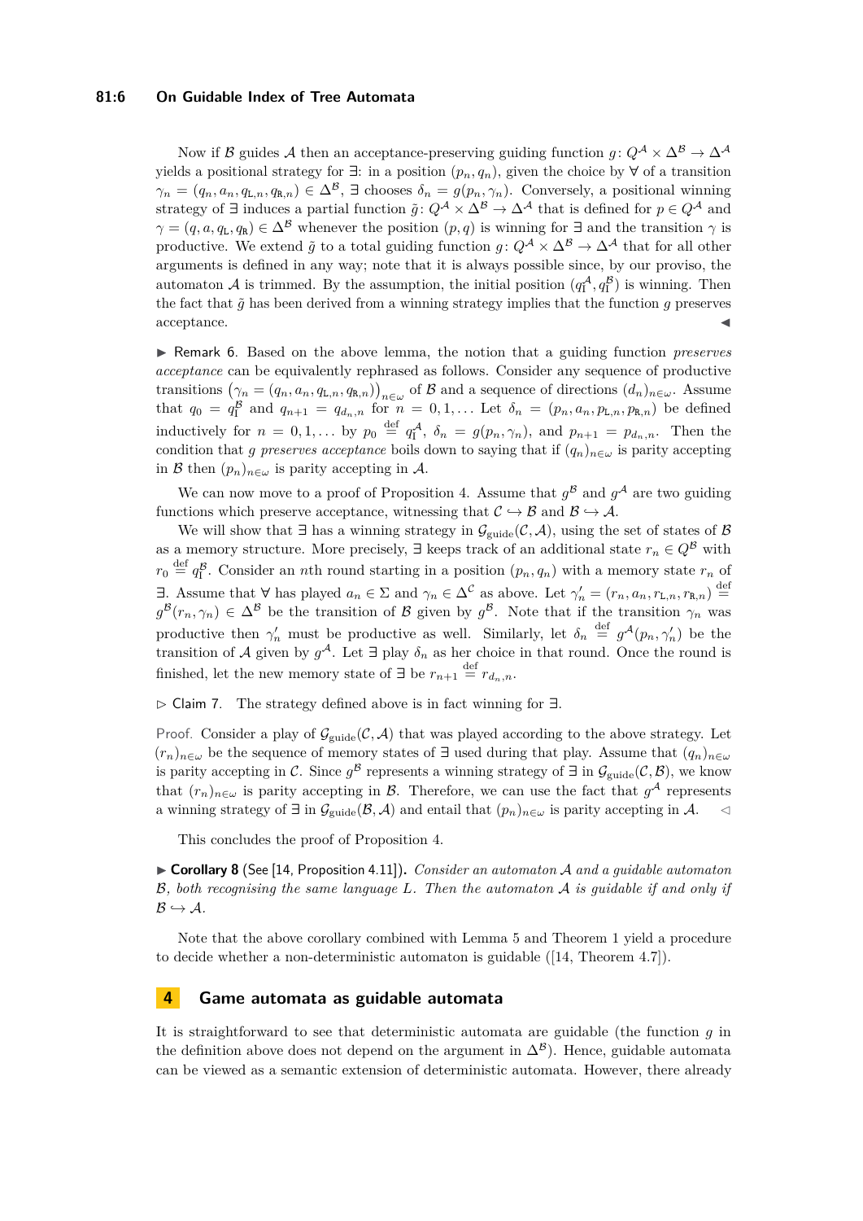Now if $\mathcal{B}$ guides $\mathcal{A}$ then an acceptance-preserving guiding function $g\colon Q^{\mathcal{A}} \times \Delta^{\mathcal{B}} \to \Delta^{\mathcal{A}}$ yields a positional strategy for $\exists$: in a position $(p_n, q_n)$, given the choice by $\forall$ of a transition $\gamma_n = (q_n, a_n, q_{\mathtt{L},n}, q_{\mathtt{R},n}) \in \Delta^{\mathcal{B}}$, $\exists$ chooses $\delta_n = g(p_n, \gamma_n)$. Conversely, a positional winning strategy of $\exists$ induces a partial function $\tilde{g}\colon Q^{\mathcal{A}} \times \Delta^{\mathcal{B}} \to \Delta^{\mathcal{A}}$ that is defined for $p \in Q^{\mathcal{A}}$ and $\gamma = (q, a, q_{\mathtt{L}}, q_{\mathtt{R}}) \in \Delta^{\mathcal{B}}$ whenever the position $(p, q)$ is winning for $\exists$ and the transition $\gamma$ is productive. We extend $\tilde{g}$ to a total guiding function $g\colon Q^{\mathcal{A}} \times \Delta^{\mathcal{B}} \to \Delta^{\mathcal{A}}$ that for all other arguments is defined in any way; note that it is always possible since, by our proviso, the automaton $\mathcal{A}$ is trimmed. By the assumption, the initial position $(q_{\mathrm{I}}^{\mathcal{A}}, q_{\mathrm{I}}^{\mathcal{B}})$ is winning. Then the fact that $\tilde{g}$ has been derived from a winning strategy implies that the function $g$ preserves acceptance. ◀

▶ Remark 6. Based on the above lemma, the notion that a guiding function *preserves acceptance* can be equivalently rephrased as follows. Consider any sequence of productive transitions $\big(\gamma_n = (q_n, a_n, q_{\mathtt{L},n}, q_{\mathtt{R},n})\big)_{n\in\omega}$ of $\mathcal{B}$ and a sequence of directions $(d_n)_{n\in\omega}$. Assume that $q_0 = q_{\mathrm{I}}^{\mathcal{B}}$ and $q_{n+1} = q_{d_n,n}$ for $n = 0, 1, \ldots$ Let $\delta_n = (p_n, a_n, p_{\mathtt{L},n}, p_{\mathtt{R},n})$ be defined inductively for $n = 0, 1, \ldots$ by $p_0 \stackrel{\text{def}}{=} q_{\mathrm{I}}^{\mathcal{A}}$, $\delta_n = g(p_n, \gamma_n)$, and $p_{n+1} = p_{d_n,n}$. Then the condition that $g$ *preserves acceptance* boils down to saying that if $(q_n)_{n\in\omega}$ is parity accepting in $\mathcal{B}$ then $(p_n)_{n\in\omega}$ is parity accepting in $\mathcal{A}$.

We can now move to a proof of Proposition 4. Assume that $g^{\mathcal{B}}$ and $g^{\mathcal{A}}$ are two guiding functions which preserve acceptance, witnessing that $\mathcal{C} \hookrightarrow \mathcal{B}$ and $\mathcal{B} \hookrightarrow \mathcal{A}$.

We will show that $\exists$ has a winning strategy in $\mathcal{G}_{\text{guide}}(\mathcal{C}, \mathcal{A})$, using the set of states of $\mathcal{B}$ as a memory structure. More precisely, $\exists$ keeps track of an additional state $r_n \in Q^{\mathcal{B}}$ with $r_0 \stackrel{\text{def}}{=} q_{\mathrm{I}}^{\mathcal{B}}$. Consider an $n$th round starting in a position $(p_n, q_n)$ with a memory state $r_n$ of $\exists$. Assume that $\forall$ has played $a_n \in \Sigma$ and $\gamma_n \in \Delta^{\mathcal{C}}$ as above. Let $\gamma_n' = (r_n, a_n, r_{\mathtt{L},n}, r_{\mathtt{R},n}) \stackrel{\text{def}}{=} g^{\mathcal{B}}(r_n, \gamma_n) \in \Delta^{\mathcal{B}}$ be the transition of $\mathcal{B}$ given by $g^{\mathcal{B}}$. Note that if the transition $\gamma_n$ was productive then $\gamma_n'$ must be productive as well. Similarly, let $\delta_n \stackrel{\text{def}}{=} g^{\mathcal{A}}(p_n, \gamma_n')$ be the transition of $\mathcal{A}$ given by $g^{\mathcal{A}}$. Let $\exists$ play $\delta_n$ as her choice in that round. Once the round is finished, let the new memory state of $\exists$ be $r_{n+1} \stackrel{\text{def}}{=} r_{d_n,n}$.

▷ Claim 7. The strategy defined above is in fact winning for $\exists$.

Proof. Consider a play of $\mathcal{G}_{\text{guide}}(\mathcal{C}, \mathcal{A})$ that was played according to the above strategy. Let $(r_n)_{n\in\omega}$ be the sequence of memory states of $\exists$ used during that play. Assume that $(q_n)_{n\in\omega}$ is parity accepting in $\mathcal{C}$. Since $g^{\mathcal{B}}$ represents a winning strategy of $\exists$ in $\mathcal{G}_{\text{guide}}(\mathcal{C}, \mathcal{B})$, we know that $(r_n)_{n\in\omega}$ is parity accepting in $\mathcal{B}$. Therefore, we can use the fact that $g^{\mathcal{A}}$ represents a winning strategy of $\exists$ in $\mathcal{G}_{\text{guide}}(\mathcal{B}, \mathcal{A})$ and entail that $(p_n)_{n\in\omega}$ is parity accepting in $\mathcal{A}$. ◁

This concludes the proof of Proposition 4.

▶ **Corollary 8** (See [14, Proposition 4.11]). *Consider an automaton $\mathcal{A}$ and a guidable automaton $\mathcal{B}$, both recognising the same language $L$. Then the automaton $\mathcal{A}$ is guidable if and only if $\mathcal{B} \hookrightarrow \mathcal{A}$.*

Note that the above corollary combined with Lemma 5 and Theorem 1 yield a procedure to decide whether a non-deterministic automaton is guidable ([14, Theorem 4.7]).

## 4 Game automata as guidable automata

It is straightforward to see that deterministic automata are guidable (the function $g$ in the definition above does not depend on the argument in $\Delta^{\mathcal{B}}$). Hence, guidable automata can be viewed as a semantic extension of deterministic automata. However, there already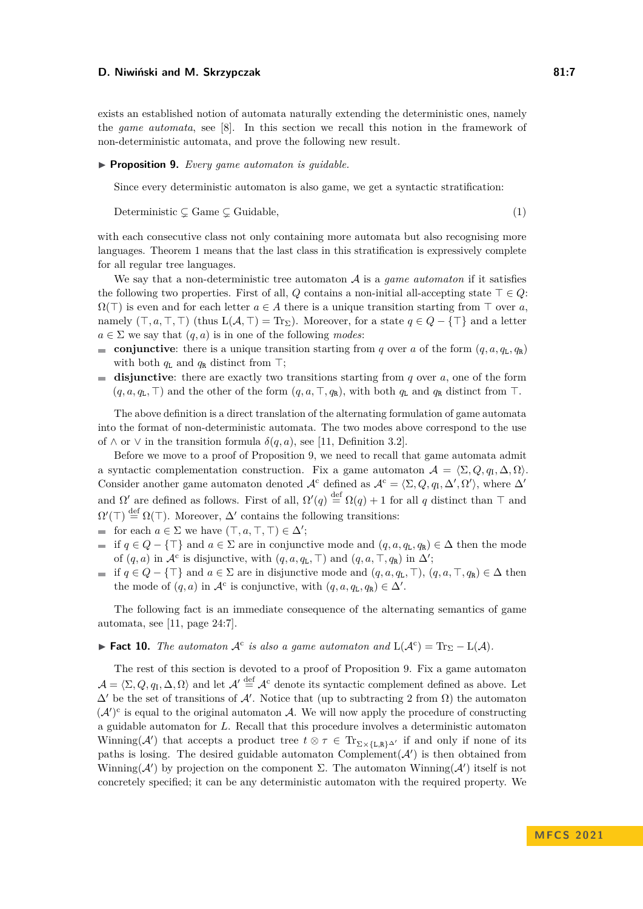exists an established notion of automata naturally extending the deterministic ones, namely the *game automata*, see [8]. In this section we recall this notion in the framework of non-deterministic automata, and prove the following new result.

▶ **Proposition 9.** *Every game automaton is guidable.*

Since every deterministic automaton is also game, we get a syntactic stratification:

$$\text{Deterministic} \subsetneq \text{Game} \subsetneq \text{Guidable}, \tag{1}$$

with each consecutive class not only containing more automata but also recognising more languages. Theorem 1 means that the last class in this stratification is expressively complete for all regular tree languages.

We say that a non-deterministic tree automaton $\mathcal{A}$ is a *game automaton* if it satisfies the following two properties. First of all, $Q$ contains a non-initial all-accepting state $\top \in Q$: $\Omega(\top)$ is even and for each letter $a \in A$ there is a unique transition starting from $\top$ over $a$, namely $(\top, a, \top, \top)$ (thus $\mathrm{L}(\mathcal{A}, \top) = \mathrm{Tr}_\Sigma$). Moreover, for a state $q \in Q - \{\top\}$ and a letter $a \in \Sigma$ we say that $(q, a)$ is in one of the following *modes*:

- **conjunctive**: there is a unique transition starting from $q$ over $a$ of the form $(q, a, q_\mathtt{L}, q_\mathtt{R})$ with both $q_\mathtt{L}$ and $q_\mathtt{R}$ distinct from $\top$;
- **disjunctive**: there are exactly two transitions starting from $q$ over $a$, one of the form $(q, a, q_\mathtt{L}, \top)$ and the other of the form $(q, a, \top, q_\mathtt{R})$, with both $q_\mathtt{L}$ and $q_\mathtt{R}$ distinct from $\top$.

The above definition is a direct translation of the alternating formulation of game automata into the format of non-deterministic automata. The two modes above correspond to the use of $\wedge$ or $\vee$ in the transition formula $\delta(q, a)$, see [11, Definition 3.2].

Before we move to a proof of Proposition 9, we need to recall that game automata admit a syntactic complementation construction. Fix a game automaton $\mathcal{A} = \langle \Sigma, Q, q_\mathrm{I}, \Delta, \Omega \rangle$. Consider another game automaton denoted $\mathcal{A}^\mathrm{c}$ defined as $\mathcal{A}^\mathrm{c} = \langle \Sigma, Q, q_\mathrm{I}, \Delta', \Omega' \rangle$, where $\Delta'$ and $\Omega'$ are defined as follows. First of all, $\Omega'(q) \stackrel{\text{def}}{=} \Omega(q) + 1$ for all $q$ distinct than $\top$ and $\Omega'(\top) \stackrel{\text{def}}{=} \Omega(\top)$. Moreover, $\Delta'$ contains the following transitions:

- for each $a \in \Sigma$ we have $(\top, a, \top, \top) \in \Delta'$;
- if $q \in Q - \{\top\}$ and $a \in \Sigma$ are in conjunctive mode and $(q, a, q_\mathtt{L}, q_\mathtt{R}) \in \Delta$ then the mode of $(q, a)$ in $\mathcal{A}^\mathrm{c}$ is disjunctive, with $(q, a, q_\mathtt{L}, \top)$ and $(q, a, \top, q_\mathtt{R})$ in $\Delta'$;
- if $q \in Q - \{\top\}$ and $a \in \Sigma$ are in disjunctive mode and $(q, a, q_\mathtt{L}, \top), (q, a, \top, q_\mathtt{R}) \in \Delta$ then the mode of $(q, a)$ in $\mathcal{A}^\mathrm{c}$ is conjunctive, with $(q, a, q_\mathtt{L}, q_\mathtt{R}) \in \Delta'$.

The following fact is an immediate consequence of the alternating semantics of game automata, see [11, page 24:7].

▶ **Fact 10.** *The automaton $\mathcal{A}^\mathrm{c}$ is also a game automaton and $\mathrm{L}(\mathcal{A}^\mathrm{c}) = \mathrm{Tr}_\Sigma - \mathrm{L}(\mathcal{A})$.*

The rest of this section is devoted to a proof of Proposition 9. Fix a game automaton $\mathcal{A} = \langle \Sigma, Q, q_\mathrm{I}, \Delta, \Omega \rangle$ and let $\mathcal{A}' \stackrel{\text{def}}{=} \mathcal{A}^\mathrm{c}$ denote its syntactic complement defined as above. Let $\Delta'$ be the set of transitions of $\mathcal{A}'$. Notice that (up to subtracting 2 from $\Omega$) the automaton $(\mathcal{A}')^\mathrm{c}$ is equal to the original automaton $\mathcal{A}$. We will now apply the procedure of constructing a guidable automaton for $L$. Recall that this procedure involves a deterministic automaton $\mathrm{Winning}(\mathcal{A}')$ that accepts a product tree $t \otimes \tau \in \mathrm{Tr}_{\Sigma \times \{\mathtt{L},\mathtt{R}\}^{\Delta'}}$ if and only if none of its paths is losing. The desired guidable automaton $\mathrm{Complement}(\mathcal{A}')$ is then obtained from $\mathrm{Winning}(\mathcal{A}')$ by projection on the component $\Sigma$. The automaton $\mathrm{Winning}(\mathcal{A}')$ itself is not concretely specified; it can be any deterministic automaton with the required property. We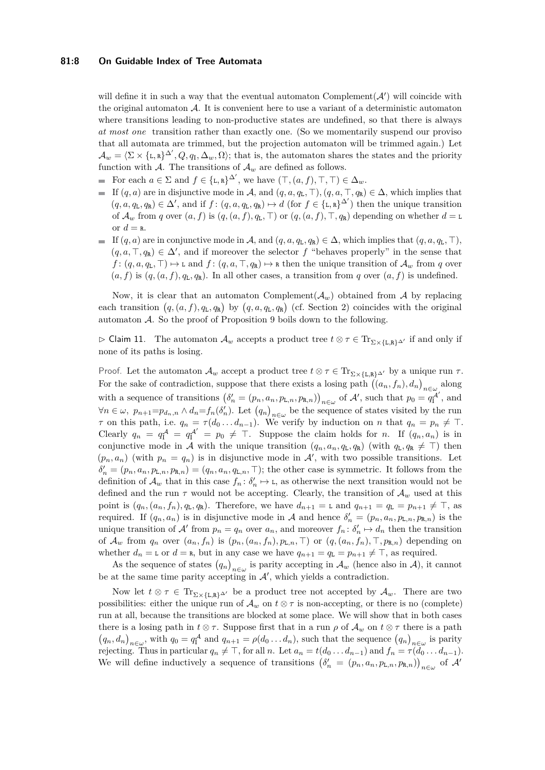will define it in such a way that the eventual automaton Complement($\mathcal{A}'$) will coincide with the original automaton $\mathcal{A}$. It is convenient here to use a variant of a deterministic automaton where transitions leading to non-productive states are undefined, so that there is always *at most one* transition rather than exactly one. (So we momentarily suspend our proviso that all automata are trimmed, but the projection automaton will be trimmed again.) Let $\mathcal{A}_w = \langle \Sigma \times \{\mathtt{L},\mathtt{R}\}^{\Delta'}, Q, q_{\mathrm{I}}, \Delta_w, \Omega\rangle$; that is, the automaton shares the states and the priority function with $\mathcal{A}$. The transitions of $\mathcal{A}_w$ are defined as follows.

- For each $a \in \Sigma$ and $f \in \{\mathtt{L},\mathtt{R}\}^{\Delta'}$, we have $(\top, (a, f), \top, \top) \in \Delta_w$.
- If $(q, a)$ are in disjunctive mode in $\mathcal{A}$, and $(q, a, q_{\mathtt{L}}, \top), (q, a, \top, q_{\mathtt{R}}) \in \Delta$, which implies that $(q, a, q_{\mathtt{L}}, q_{\mathtt{R}}) \in \Delta'$, and if $f \colon (q, a, q_{\mathtt{L}}, q_{\mathtt{R}}) \mapsto d$ (for $f \in \{\mathtt{L},\mathtt{R}\}^{\Delta'}$) then the unique transition of $\mathcal{A}_w$ from $q$ over $(a, f)$ is $(q, (a, f), q_{\mathtt{L}}, \top)$ or $(q, (a, f), \top, q_{\mathtt{R}})$ depending on whether $d = \mathtt{L}$ or $d = \mathtt{R}$.
- If $(q, a)$ are in conjunctive mode in $\mathcal{A}$, and $(q, a, q_{\mathtt{L}}, q_{\mathtt{R}}) \in \Delta$, which implies that $(q, a, q_{\mathtt{L}}, \top)$, $(q, a, \top, q_{\mathtt{R}}) \in \Delta'$, and if moreover the selector $f$ "behaves properly" in the sense that $f \colon (q, a, q_{\mathtt{L}}, \top) \mapsto \mathtt{L}$ and $f \colon (q, a, \top, q_{\mathtt{R}}) \mapsto \mathtt{R}$ then the unique transition of $\mathcal{A}_w$ from $q$ over $(a, f)$ is $(q, (a, f), q_{\mathtt{L}}, q_{\mathtt{R}})$. In all other cases, a transition from $q$ over $(a, f)$ is undefined.

Now, it is clear that an automaton Complement($\mathcal{A}_w$) obtained from $\mathcal{A}$ by replacing each transition $\big(q, (a, f), q_{\mathtt{L}}, q_{\mathtt{R}}\big)$ by $\big(q, a, q_{\mathtt{L}}, q_{\mathtt{R}}\big)$ (cf. Section 2) coincides with the original automaton $\mathcal{A}$. So the proof of Proposition 9 boils down to the following.

$\triangleright$ Claim 11. The automaton $\mathcal{A}_w$ accepts a product tree $t \otimes \tau \in \mathrm{Tr}_{\Sigma \times \{\mathtt{L},\mathtt{R}\}^{\Delta'}}$ if and only if none of its paths is losing.

Proof. Let the automaton $\mathcal{A}_w$ accept a product tree $t \otimes \tau \in \mathrm{Tr}_{\Sigma \times \{\mathtt{L},\mathtt{R}\}^{\Delta'}}$ by a unique run $\tau$. For the sake of contradiction, suppose that there exists a losing path $\big((a_n, f_n), d_n\big)_{n\in\omega}$ along with a sequence of transitions $\big(\delta'_n = (p_n, a_n, p_{\mathtt{L},n}, p_{\mathtt{R},n})\big)_{n\in\omega}$ of $\mathcal{A}'$, such that $p_0 = q_{\mathrm{I}}^{\mathcal{A}'}$, and $\forall n \in \omega,\ p_{n+1} = p_{d_n,n} \wedge d_n = f_n(\delta'_n)$. Let $\big(q_n\big)_{n\in\omega}$ be the sequence of states visited by the run $\tau$ on this path, i.e. $q_n = \tau(d_0 \ldots d_{n-1})$. We verify by induction on $n$ that $q_n = p_n \neq \top$. Clearly $q_n = q_{\mathrm{I}}^{\mathcal{A}} = q_{\mathrm{I}}^{\mathcal{A}'} = p_0 \neq \top$. Suppose the claim holds for $n$. If $(q_n, a_n)$ is in conjunctive mode in $\mathcal{A}$ with the unique transition $(q_n, a_n, q_{\mathtt{L}}, q_{\mathtt{R}})$ (with $q_{\mathtt{L}}, q_{\mathtt{R}} \neq \top$) then $(p_n, a_n)$ (with $p_n = q_n$) is in disjunctive mode in $\mathcal{A}'$, with two possible transitions. Let $\delta'_n = (p_n, a_n, p_{\mathtt{L},n}, p_{\mathtt{R},n}) = (q_n, a_n, q_{\mathtt{L},n}, \top)$; the other case is symmetric. It follows from the definition of $\mathcal{A}_w$ that in this case $f_n \colon \delta'_n \mapsto \mathtt{L}$, as otherwise the next transition would not be defined and the run $\tau$ would not be accepting. Clearly, the transition of $\mathcal{A}_w$ used at this point is $(q_n, (a_n, f_n), q_{\mathtt{L}}, q_{\mathtt{R}})$. Therefore, we have $d_{n+1} = \mathtt{L}$ and $q_{n+1} = q_{\mathtt{L}} = p_{n+1} \neq \top$, as required. If $(q_n, a_n)$ is in disjunctive mode in $\mathcal{A}$ and hence $\delta'_n = (p_n, a_n, p_{\mathtt{L},n}, p_{\mathtt{R},n})$ is the unique transition of $\mathcal{A}'$ from $p_n = q_n$ over $a_n$, and moreover $f_n \colon \delta'_n \mapsto d_n$ then the transition of $\mathcal{A}_w$ from $q_n$ over $(a_n, f_n)$ is $(p_n, (a_n, f_n), p_{\mathtt{L},n}, \top)$ or $(q, (a_n, f), \top, p_{\mathtt{R},n})$ depending on whether $d_n = \mathtt{L}$ or $d = \mathtt{R}$, but in any case we have $q_{n+1} = q_{\mathtt{L}} = p_{n+1} \neq \top$, as required.

As the sequence of states $\big(q_n\big)_{n\in\omega}$ is parity accepting in $\mathcal{A}_w$ (hence also in $\mathcal{A}$), it cannot be at the same time parity accepting in $\mathcal{A}'$, which yields a contradiction.

Now let $t \otimes \tau \in \mathrm{Tr}_{\Sigma \times \{\mathtt{L},\mathtt{R}\}^{\Delta'}}$ be a product tree not accepted by $\mathcal{A}_w$. There are two possibilities: either the unique run of $\mathcal{A}_w$ on $t \otimes \tau$ is non-accepting, or there is no (complete) run at all, because the transitions are blocked at some place. We will show that in both cases there is a losing path in $t \otimes \tau$. Suppose first that in a run $\rho$ of $\mathcal{A}_w$ on $t \otimes \tau$ there is a path $\big(q_n, d_n\big)_{n\in\omega}$, with $q_0 = q_{\mathrm{I}}^{\mathcal{A}}$ and $q_{n+1} = \rho(d_0 \ldots d_n)$, such that the sequence $\big(q_n\big)_{n\in\omega}$ is parity rejecting. Thus in particular $q_n \neq \top$, for all $n$. Let $a_n = t(d_0 \ldots d_{n-1})$ and $f_n = \tau(d_0 \ldots d_{n-1})$. We will define inductively a sequence of transitions $\big(\delta'_n = (p_n, a_n, p_{\mathtt{L},n}, p_{\mathtt{R},n})\big)_{n\in\omega}$ of $\mathcal{A}'$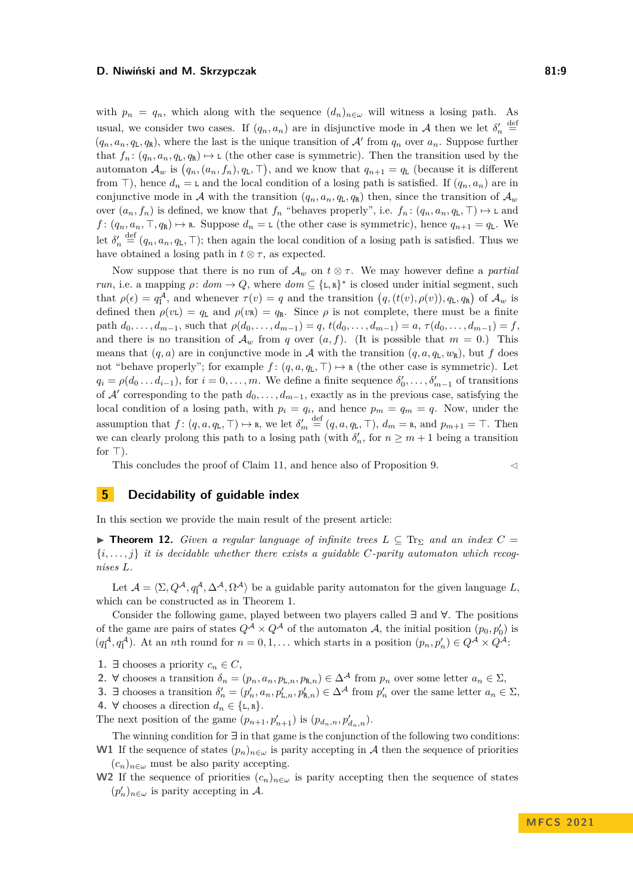with $p_n = q_n$, which along with the sequence $(d_n)_{n\in\omega}$ will witness a losing path. As usual, we consider two cases. If $(q_n, a_n)$ are in disjunctive mode in $\mathcal{A}$ then we let $\delta'_n \stackrel{\text{def}}{=} (q_n, a_n, q_{\mathtt{L}}, q_{\mathtt{R}})$, where the last is the unique transition of $\mathcal{A}'$ from $q_n$ over $a_n$. Suppose further that $f_n\colon (q_n, a_n, q_{\mathtt{L}}, q_{\mathtt{R}}) \mapsto \mathtt{L}$ (the other case is symmetric). Then the transition used by the automaton $\mathcal{A}_w$ is $\big(q_n, (a_n, f_n), q_{\mathtt{L}}, \top\big)$, and we know that $q_{n+1} = q_{\mathtt{L}}$ (because it is different from $\top$), hence $d_n = \mathtt{L}$ and the local condition of a losing path is satisfied. If $(q_n, a_n)$ are in conjunctive mode in $\mathcal{A}$ with the transition $(q_n, a_n, q_{\mathtt{L}}, q_{\mathtt{R}})$ then, since the transition of $\mathcal{A}_w$ over $(a_n, f_n)$ is defined, we know that $f_n$ "behaves properly", i.e. $f_n\colon (q_n, a_n, q_{\mathtt{L}}, \top) \mapsto \mathtt{L}$ and $f\colon (q_n, a_n, \top, q_{\mathtt{R}}) \mapsto \mathtt{R}$. Suppose $d_n = \mathtt{L}$ (the other case is symmetric), hence $q_{n+1} = q_{\mathtt{L}}$. We let $\delta'_n \stackrel{\text{def}}{=} (q_n, a_n, q_{\mathtt{L}}, \top)$; then again the local condition of a losing path is satisfied. Thus we have obtained a losing path in $t \otimes \tau$, as expected.

Now suppose that there is no run of $\mathcal{A}_w$ on $t \otimes \tau$. We may however define a *partial run*, i.e. a mapping $\rho\colon dom \to Q$, where $dom \subseteq \{\mathtt{L}, \mathtt{R}\}^*$ is closed under initial segment, such that $\rho(\epsilon) = q^{\mathcal{A}}_{\mathrm{I}}$, and whenever $\tau(v) = q$ and the transition $\big(q, (t(v), \rho(v)), q_{\mathtt{L}}, q_{\mathtt{R}}\big)$ of $\mathcal{A}_w$ is defined then $\rho(v\mathtt{L}) = q_{\mathtt{L}}$ and $\rho(v\mathtt{R}) = q_{\mathtt{R}}$. Since $\rho$ is not complete, there must be a finite path $d_0, \ldots, d_{m-1}$, such that $\rho(d_0, \ldots, d_{m-1}) = q$, $t(d_0, \ldots, d_{m-1}) = a$, $\tau(d_0, \ldots, d_{m-1}) = f$, and there is no transition of $\mathcal{A}_w$ from $q$ over $(a, f)$. (It is possible that $m = 0$.) This means that $(q, a)$ are in conjunctive mode in $\mathcal{A}$ with the transition $(q, a, q_{\mathtt{L}}, w_{\mathtt{R}})$, but $f$ does not "behave properly"; for example $f\colon (q, a, q_{\mathtt{L}}, \top) \mapsto \mathtt{R}$ (the other case is symmetric). Let $q_i = \rho(d_0 \ldots d_{i-1})$, for $i = 0, \ldots, m$. We define a finite sequence $\delta'_0, \ldots, \delta'_{m-1}$ of transitions of $\mathcal{A}'$ corresponding to the path $d_0, \ldots, d_{m-1}$, exactly as in the previous case, satisfying the local condition of a losing path, with $p_i = q_i$, and hence $p_m = q_m = q$. Now, under the assumption that $f\colon (q, a, q_{\mathtt{L}}, \top) \mapsto \mathtt{R}$, we let $\delta'_m \stackrel{\text{def}}{=} (q, a, q_{\mathtt{L}}, \top)$, $d_m = \mathtt{R}$, and $p_{m+1} = \top$. Then we can clearly prolong this path to a losing path (with $\delta'_n$, for $n \geq m+1$ being a transition for $\top$).

This concludes the proof of Claim 11, and hence also of Proposition 9. ◁

## 5 Decidability of guidable index

In this section we provide the main result of the present article:

▶ **Theorem 12.** *Given a regular language of infinite trees $L \subseteq \mathrm{Tr}_\Sigma$ and an index $C = \{i, \ldots, j\}$ it is decidable whether there exists a guidable $C$-parity automaton which recognises $L$.*

Let $\mathcal{A} = \langle \Sigma, Q^{\mathcal{A}}, q^{\mathcal{A}}_{\mathrm{I}}, \Delta^{\mathcal{A}}, \Omega^{\mathcal{A}} \rangle$ be a guidable parity automaton for the given language $L$, which can be constructed as in Theorem 1.

Consider the following game, played between two players called $\exists$ and $\forall$. The positions of the game are pairs of states $Q^{\mathcal{A}} \times Q^{\mathcal{A}}$ of the automaton $\mathcal{A}$, the initial position $(p_0, p'_0)$ is $(q^{\mathcal{A}}_{\mathrm{I}}, q^{\mathcal{A}}_{\mathrm{I}})$. At an $n$th round for $n = 0, 1, \ldots$ which starts in a position $(p_n, p'_n) \in Q^{\mathcal{A}} \times Q^{\mathcal{A}}$:

1. $\exists$ chooses a priority $c_n \in C$,
2. $\forall$ chooses a transition $\delta_n = (p_n, a_n, p_{\mathtt{L},n}, p_{\mathtt{R},n}) \in \Delta^{\mathcal{A}}$ from $p_n$ over some letter $a_n \in \Sigma$,
3. $\exists$ chooses a transition $\delta'_n = (p'_n, a_n, p'_{\mathtt{L},n}, p'_{\mathtt{R},n}) \in \Delta^{\mathcal{A}}$ from $p'_n$ over the same letter $a_n \in \Sigma$,
4. $\forall$ chooses a direction $d_n \in \{\mathtt{L}, \mathtt{R}\}$.

The next position of the game $(p_{n+1}, p'_{n+1})$ is $(p_{d_n,n}, p'_{d_n,n})$.

The winning condition for $\exists$ in that game is the conjunction of the following two conditions:

**W1** If the sequence of states $(p_n)_{n\in\omega}$ is parity accepting in $\mathcal{A}$ then the sequence of priorities $(c_n)_{n\in\omega}$ must be also parity accepting.

**W2** If the sequence of priorities $(c_n)_{n\in\omega}$ is parity accepting then the sequence of states $(p'_n)_{n\in\omega}$ is parity accepting in $\mathcal{A}$.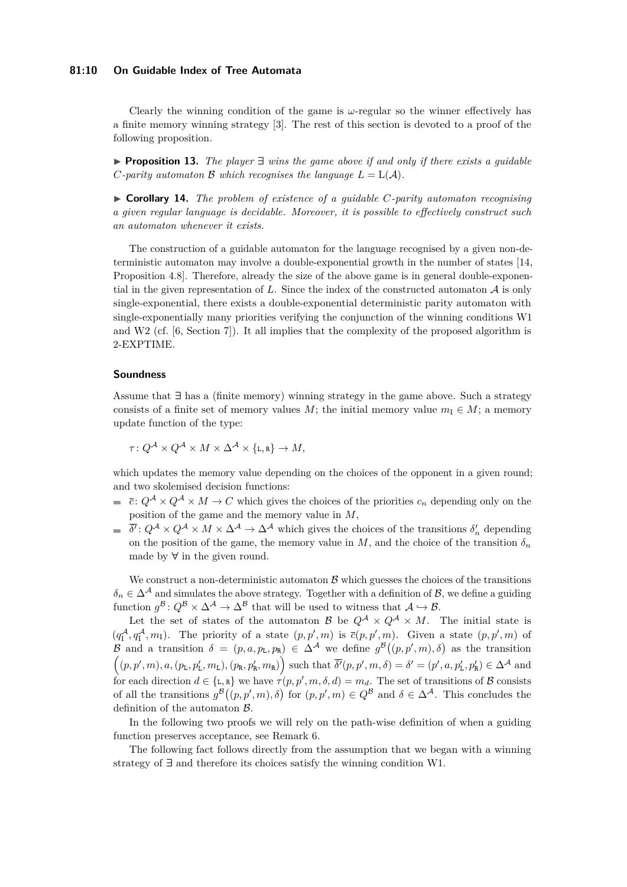Clearly the winning condition of the game is $\omega$-regular so the winner effectively has a finite memory winning strategy [3]. The rest of this section is devoted to a proof of the following proposition.

▶ **Proposition 13.** *The player* $\exists$ *wins the game above if and only if there exists a guidable* $C$*-parity automaton* $\mathcal{B}$ *which recognises the language* $L = \mathrm{L}(\mathcal{A})$.

▶ **Corollary 14.** *The problem of existence of a guidable* $C$*-parity automaton recognising a given regular language is decidable. Moreover, it is possible to effectively construct such an automaton whenever it exists.*

The construction of a guidable automaton for the language recognised by a given non-deterministic automaton may involve a double-exponential growth in the number of states [14, Proposition 4.8]. Therefore, already the size of the above game is in general double-exponential in the given representation of $L$. Since the index of the constructed automaton $\mathcal{A}$ is only single-exponential, there exists a double-exponential deterministic parity automaton with single-exponentially many priorities verifying the conjunction of the winning conditions W1 and W2 (cf. [6, Section 7]). It all implies that the complexity of the proposed algorithm is 2-EXPTIME.

### Soundness

Assume that $\exists$ has a (finite memory) winning strategy in the game above. Such a strategy consists of a finite set of memory values $M$; the initial memory value $m_{\mathrm{I}} \in M$; a memory update function of the type:

$$\tau \colon Q^{\mathcal{A}} \times Q^{\mathcal{A}} \times M \times \Delta^{\mathcal{A}} \times \{\mathtt{L}, \mathtt{R}\} \to M,$$

which updates the memory value depending on the choices of the opponent in a given round; and two skolemised decision functions:

- $\overline{c} \colon Q^{\mathcal{A}} \times Q^{\mathcal{A}} \times M \to C$ which gives the choices of the priorities $c_n$ depending only on the position of the game and the memory value in $M$,
- $\overline{\delta'} \colon Q^{\mathcal{A}} \times Q^{\mathcal{A}} \times M \times \Delta^{\mathcal{A}} \to \Delta^{\mathcal{A}}$ which gives the choices of the transitions $\delta'_n$ depending on the position of the game, the memory value in $M$, and the choice of the transition $\delta_n$ made by $\forall$ in the given round.

We construct a non-deterministic automaton $\mathcal{B}$ which guesses the choices of the transitions $\delta_n \in \Delta^{\mathcal{A}}$ and simulates the above strategy. Together with a definition of $\mathcal{B}$, we define a guiding function $g^{\mathcal{B}} \colon Q^{\mathcal{B}} \times \Delta^{\mathcal{A}} \to \Delta^{\mathcal{B}}$ that will be used to witness that $\mathcal{A} \hookrightarrow \mathcal{B}$.

Let the set of states of the automaton $\mathcal{B}$ be $Q^{\mathcal{A}} \times Q^{\mathcal{A}} \times M$. The initial state is $(q^{\mathcal{A}}_{\mathrm{I}}, q^{\mathcal{A}}_{\mathrm{I}}, m_{\mathrm{I}})$. The priority of a state $(p, p', m)$ is $\overline{c}(p, p', m)$. Given a state $(p, p', m)$ of $\mathcal{B}$ and a transition $\delta = (p, a, p_{\mathtt{L}}, p_{\mathtt{R}}) \in \Delta^{\mathcal{A}}$ we define $g^{\mathcal{B}}\big((p, p', m), \delta\big)$ as the transition $\Big((p, p', m), a, (p_{\mathtt{L}}, p'_{\mathtt{L}}, m_{\mathtt{L}}), (p_{\mathtt{R}}, p'_{\mathtt{R}}, m_{\mathtt{R}})\Big)$ such that $\overline{\delta'}(p, p', m, \delta) = \delta' = (p', a, p'_{\mathtt{L}}, p'_{\mathtt{R}}) \in \Delta^{\mathcal{A}}$ and for each direction $d \in \{\mathtt{L}, \mathtt{R}\}$ we have $\tau(p, p', m, \delta, d) = m_d$. The set of transitions of $\mathcal{B}$ consists of all the transitions $g^{\mathcal{B}}\big((p, p', m), \delta\big)$ for $(p, p', m) \in Q^{\mathcal{B}}$ and $\delta \in \Delta^{\mathcal{A}}$. This concludes the definition of the automaton $\mathcal{B}$.

In the following two proofs we will rely on the path-wise definition of when a guiding function preserves acceptance, see Remark 6.

The following fact follows directly from the assumption that we began with a winning strategy of $\exists$ and therefore its choices satisfy the winning condition W1.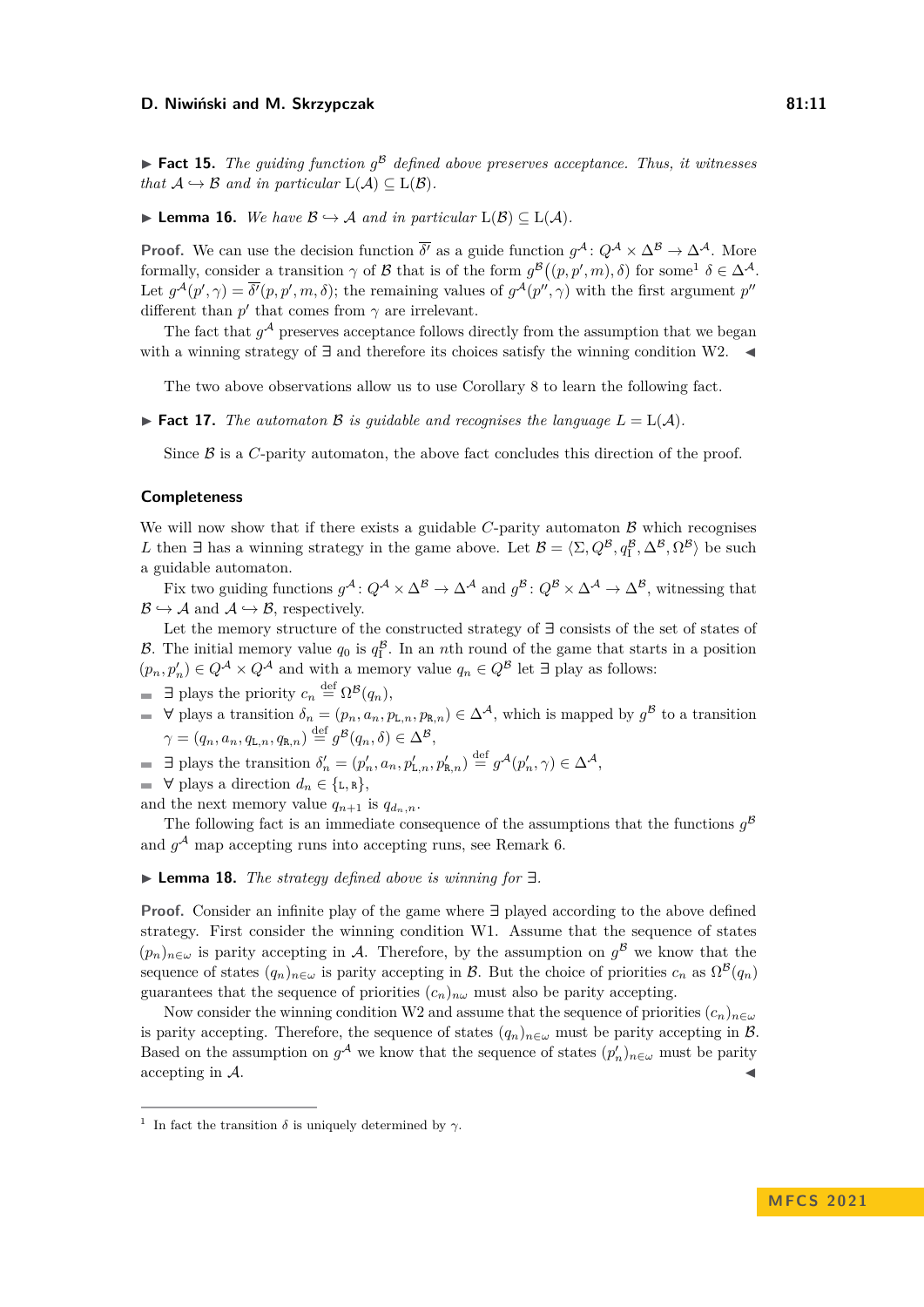▶ **Fact 15.** *The guiding function $g^{\mathcal{B}}$ defined above preserves acceptance. Thus, it witnesses that $\mathcal{A} \hookrightarrow \mathcal{B}$ and in particular $\mathrm{L}(\mathcal{A}) \subseteq \mathrm{L}(\mathcal{B})$.*

▶ **Lemma 16.** *We have $\mathcal{B} \hookrightarrow \mathcal{A}$ and in particular $\mathrm{L}(\mathcal{B}) \subseteq \mathrm{L}(\mathcal{A})$.*

**Proof.** We can use the decision function $\overline{\delta'}$ as a guide function $g^{\mathcal{A}} \colon Q^{\mathcal{A}} \times \Delta^{\mathcal{B}} \to \Delta^{\mathcal{A}}$. More formally, consider a transition $\gamma$ of $\mathcal{B}$ that is of the form $g^{\mathcal{B}}\big((p, p', m), \delta\big)$ for some[1] $\delta \in \Delta^{\mathcal{A}}$. Let $g^{\mathcal{A}}(p', \gamma) = \overline{\delta'}(p, p', m, \delta)$; the remaining values of $g^{\mathcal{A}}(p'', \gamma)$ with the first argument $p''$ different than $p'$ that comes from $\gamma$ are irrelevant.

The fact that $g^{\mathcal{A}}$ preserves acceptance follows directly from the assumption that we began with a winning strategy of $\exists$ and therefore its choices satisfy the winning condition W2. ◀

The two above observations allow us to use Corollary 8 to learn the following fact.

▶ **Fact 17.** *The automaton $\mathcal{B}$ is guidable and recognises the language $L = \mathrm{L}(\mathcal{A})$.*

Since $\mathcal{B}$ is a $C$-parity automaton, the above fact concludes this direction of the proof.

### Completeness

We will now show that if there exists a guidable $C$-parity automaton $\mathcal{B}$ which recognises $L$ then $\exists$ has a winning strategy in the game above. Let $\mathcal{B} = \langle \Sigma, Q^{\mathcal{B}}, q_{\mathrm{I}}^{\mathcal{B}}, \Delta^{\mathcal{B}}, \Omega^{\mathcal{B}} \rangle$ be such a guidable automaton.

Fix two guiding functions $g^{\mathcal{A}} \colon Q^{\mathcal{A}} \times \Delta^{\mathcal{B}} \to \Delta^{\mathcal{A}}$ and $g^{\mathcal{B}} \colon Q^{\mathcal{B}} \times \Delta^{\mathcal{A}} \to \Delta^{\mathcal{B}}$, witnessing that $\mathcal{B} \hookrightarrow \mathcal{A}$ and $\mathcal{A} \hookrightarrow \mathcal{B}$, respectively.

Let the memory structure of the constructed strategy of $\exists$ consists of the set of states of $\mathcal{B}$. The initial memory value $q_0$ is $q_{\mathrm{I}}^{\mathcal{B}}$. In an $n$th round of the game that starts in a position $(p_n, p'_n) \in Q^{\mathcal{A}} \times Q^{\mathcal{A}}$ and with a memory value $q_n \in Q^{\mathcal{B}}$ let $\exists$ play as follows:

- $\exists$ plays the priority $c_n \stackrel{\mathrm{def}}{=} \Omega^{\mathcal{B}}(q_n)$,
- $\forall$ plays a transition $\delta_n = (p_n, a_n, p_{\mathtt{L},n}, p_{\mathtt{R},n}) \in \Delta^{\mathcal{A}}$, which is mapped by $g^{\mathcal{B}}$ to a transition $\gamma = (q_n, a_n, q_{\mathtt{L},n}, q_{\mathtt{R},n}) \stackrel{\mathrm{def}}{=} g^{\mathcal{B}}(q_n, \delta) \in \Delta^{\mathcal{B}}$,
- $\exists$ plays the transition $\delta'_n = (p'_n, a_n, p'_{\mathtt{L},n}, p'_{\mathtt{R},n}) \stackrel{\mathrm{def}}{=} g^{\mathcal{A}}(p'_n, \gamma) \in \Delta^{\mathcal{A}}$,
- $\forall$ plays a direction $d_n \in \{\mathtt{L}, \mathtt{R}\}$,

and the next memory value $q_{n+1}$ is $q_{d_n,n}$.

The following fact is an immediate consequence of the assumptions that the functions $g^{\mathcal{B}}$ and $g^{\mathcal{A}}$ map accepting runs into accepting runs, see Remark 6.

▶ **Lemma 18.** *The strategy defined above is winning for $\exists$.*

**Proof.** Consider an infinite play of the game where $\exists$ played according to the above defined strategy. First consider the winning condition W1. Assume that the sequence of states $(p_n)_{n\in\omega}$ is parity accepting in $\mathcal{A}$. Therefore, by the assumption on $g^{\mathcal{B}}$ we know that the sequence of states $(q_n)_{n\in\omega}$ is parity accepting in $\mathcal{B}$. But the choice of priorities $c_n$ as $\Omega^{\mathcal{B}}(q_n)$ guarantees that the sequence of priorities $(c_n)_{n\omega}$ must also be parity accepting.

Now consider the winning condition W2 and assume that the sequence of priorities $(c_n)_{n\in\omega}$ is parity accepting. Therefore, the sequence of states $(q_n)_{n\in\omega}$ must be parity accepting in $\mathcal{B}$. Based on the assumption on $g^{\mathcal{A}}$ we know that the sequence of states $(p'_n)_{n\in\omega}$ must be parity accepting in $\mathcal{A}$. ◀

---

[1] In fact the transition $\delta$ is uniquely determined by $\gamma$.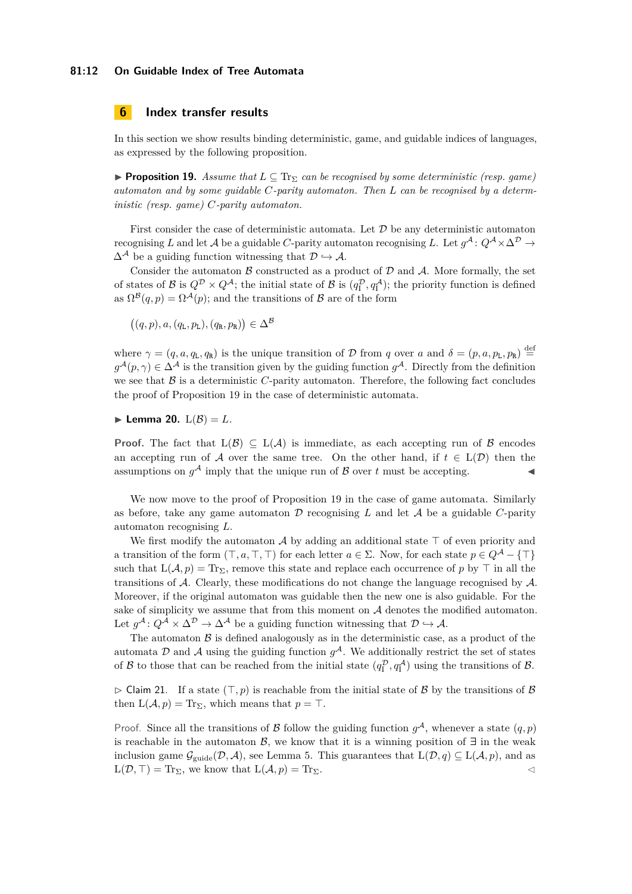## 6 Index transfer results

In this section we show results binding deterministic, game, and guidable indices of languages, as expressed by the following proposition.

▶ **Proposition 19.** *Assume that $L \subseteq \mathrm{Tr}_\Sigma$ can be recognised by some deterministic (resp. game) automaton and by some guidable $C$-parity automaton. Then $L$ can be recognised by a deterministic (resp. game) $C$-parity automaton.*

First consider the case of deterministic automata. Let $\mathcal{D}$ be any deterministic automaton recognising $L$ and let $\mathcal{A}$ be a guidable $C$-parity automaton recognising $L$. Let $g^{\mathcal{A}} \colon Q^{\mathcal{A}} \times \Delta^{\mathcal{D}} \to \Delta^{\mathcal{A}}$ be a guiding function witnessing that $\mathcal{D} \hookrightarrow \mathcal{A}$.

Consider the automaton $\mathcal{B}$ constructed as a product of $\mathcal{D}$ and $\mathcal{A}$. More formally, the set of states of $\mathcal{B}$ is $Q^{\mathcal{D}} \times Q^{\mathcal{A}}$; the initial state of $\mathcal{B}$ is $(q_{\mathrm{I}}^{\mathcal{D}}, q_{\mathrm{I}}^{\mathcal{A}})$; the priority function is defined as $\Omega^{\mathcal{B}}(q,p) = \Omega^{\mathcal{A}}(p)$; and the transitions of $\mathcal{B}$ are of the form

$$\big((q,p), a, (q_{\mathtt{L}}, p_{\mathtt{L}}), (q_{\mathtt{R}}, p_{\mathtt{R}})\big) \in \Delta^{\mathcal{B}}$$

where $\gamma = (q, a, q_{\mathtt{L}}, q_{\mathtt{R}})$ is the unique transition of $\mathcal{D}$ from $q$ over $a$ and $\delta = (p, a, p_{\mathtt{L}}, p_{\mathtt{R}}) \stackrel{\text{def}}{=} g^{\mathcal{A}}(p, \gamma) \in \Delta^{\mathcal{A}}$ is the transition given by the guiding function $g^{\mathcal{A}}$. Directly from the definition we see that $\mathcal{B}$ is a deterministic $C$-parity automaton. Therefore, the following fact concludes the proof of Proposition 19 in the case of deterministic automata.

▶ **Lemma 20.** $\mathrm{L}(\mathcal{B}) = L$.

**Proof.** The fact that $\mathrm{L}(\mathcal{B}) \subseteq \mathrm{L}(\mathcal{A})$ is immediate, as each accepting run of $\mathcal{B}$ encodes an accepting run of $\mathcal{A}$ over the same tree. On the other hand, if $t \in \mathrm{L}(\mathcal{D})$ then the assumptions on $g^{\mathcal{A}}$ imply that the unique run of $\mathcal{B}$ over $t$ must be accepting. ◀

We now move to the proof of Proposition 19 in the case of game automata. Similarly as before, take any game automaton $\mathcal{D}$ recognising $L$ and let $\mathcal{A}$ be a guidable $C$-parity automaton recognising $L$.

We first modify the automaton $\mathcal{A}$ by adding an additional state $\top$ of even priority and a transition of the form $(\top, a, \top, \top)$ for each letter $a \in \Sigma$. Now, for each state $p \in Q^{\mathcal{A}} - \{\top\}$ such that $\mathrm{L}(\mathcal{A}, p) = \mathrm{Tr}_\Sigma$, remove this state and replace each occurrence of $p$ by $\top$ in all the transitions of $\mathcal{A}$. Clearly, these modifications do not change the language recognised by $\mathcal{A}$. Moreover, if the original automaton was guidable then the new one is also guidable. For the sake of simplicity we assume that from this moment on $\mathcal{A}$ denotes the modified automaton. Let $g^{\mathcal{A}} \colon Q^{\mathcal{A}} \times \Delta^{\mathcal{D}} \to \Delta^{\mathcal{A}}$ be a guiding function witnessing that $\mathcal{D} \hookrightarrow \mathcal{A}$.

The automaton $\mathcal{B}$ is defined analogously as in the deterministic case, as a product of the automata $\mathcal{D}$ and $\mathcal{A}$ using the guiding function $g^{\mathcal{A}}$. We additionally restrict the set of states of $\mathcal{B}$ to those that can be reached from the initial state $(q_{\mathrm{I}}^{\mathcal{D}}, q_{\mathrm{I}}^{\mathcal{A}})$ using the transitions of $\mathcal{B}$.

▷ Claim 21. If a state $(\top, p)$ is reachable from the initial state of $\mathcal{B}$ by the transitions of $\mathcal{B}$ then $\mathrm{L}(\mathcal{A}, p) = \mathrm{Tr}_\Sigma$, which means that $p = \top$.

Proof. Since all the transitions of $\mathcal{B}$ follow the guiding function $g^{\mathcal{A}}$, whenever a state $(q,p)$ is reachable in the automaton $\mathcal{B}$, we know that it is a winning position of $\exists$ in the weak inclusion game $\mathcal{G}_{\mathrm{guide}}(\mathcal{D}, \mathcal{A})$, see Lemma 5. This guarantees that $\mathrm{L}(\mathcal{D}, q) \subseteq \mathrm{L}(\mathcal{A}, p)$, and as $\mathrm{L}(\mathcal{D}, \top) = \mathrm{Tr}_\Sigma$, we know that $\mathrm{L}(\mathcal{A}, p) = \mathrm{Tr}_\Sigma$. ◁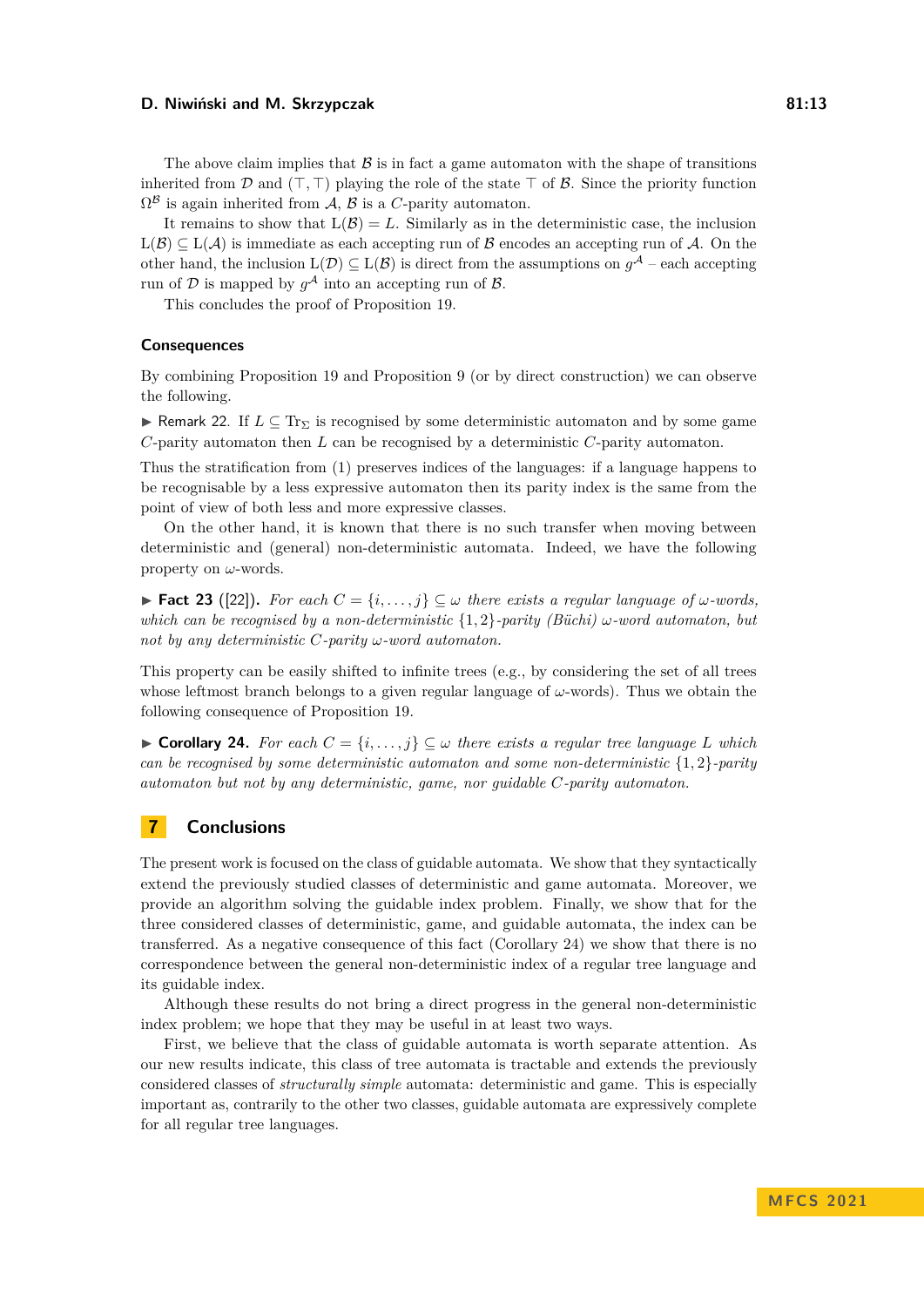The above claim implies that $\mathcal{B}$ is in fact a game automaton with the shape of transitions inherited from $\mathcal{D}$ and $(\top, \top)$ playing the role of the state $\top$ of $\mathcal{B}$. Since the priority function $\Omega^{\mathcal{B}}$ is again inherited from $\mathcal{A}$, $\mathcal{B}$ is a $C$-parity automaton.

It remains to show that $\mathrm{L}(\mathcal{B}) = L$. Similarly as in the deterministic case, the inclusion $\mathrm{L}(\mathcal{B}) \subseteq \mathrm{L}(\mathcal{A})$ is immediate as each accepting run of $\mathcal{B}$ encodes an accepting run of $\mathcal{A}$. On the other hand, the inclusion $\mathrm{L}(\mathcal{D}) \subseteq \mathrm{L}(\mathcal{B})$ is direct from the assumptions on $g^{\mathcal{A}}$ – each accepting run of $\mathcal{D}$ is mapped by $g^{\mathcal{A}}$ into an accepting run of $\mathcal{B}$.

This concludes the proof of Proposition 19.

### Consequences

By combining Proposition 19 and Proposition 9 (or by direct construction) we can observe the following.

▶ Remark 22. If $L \subseteq \mathrm{Tr}_\Sigma$ is recognised by some deterministic automaton and by some game $C$-parity automaton then $L$ can be recognised by a deterministic $C$-parity automaton.

Thus the stratification from (1) preserves indices of the languages: if a language happens to be recognisable by a less expressive automaton then its parity index is the same from the point of view of both less and more expressive classes.

On the other hand, it is known that there is no such transfer when moving between deterministic and (general) non-deterministic automata. Indeed, we have the following property on $\omega$-words.

▶ **Fact 23** ([22]). *For each $C = \{i, \ldots, j\} \subseteq \omega$ there exists a regular language of $\omega$-words, which can be recognised by a non-deterministic $\{1, 2\}$-parity (Büchi) $\omega$-word automaton, but not by any deterministic $C$-parity $\omega$-word automaton.*

This property can be easily shifted to infinite trees (e.g., by considering the set of all trees whose leftmost branch belongs to a given regular language of $\omega$-words). Thus we obtain the following consequence of Proposition 19.

▶ **Corollary 24.** *For each $C = \{i, \ldots, j\} \subseteq \omega$ there exists a regular tree language $L$ which can be recognised by some deterministic automaton and some non-deterministic $\{1, 2\}$-parity automaton but not by any deterministic, game, nor guidable $C$-parity automaton.*

## 7 Conclusions

The present work is focused on the class of guidable automata. We show that they syntactically extend the previously studied classes of deterministic and game automata. Moreover, we provide an algorithm solving the guidable index problem. Finally, we show that for the three considered classes of deterministic, game, and guidable automata, the index can be transferred. As a negative consequence of this fact (Corollary 24) we show that there is no correspondence between the general non-deterministic index of a regular tree language and its guidable index.

Although these results do not bring a direct progress in the general non-deterministic index problem; we hope that they may be useful in at least two ways.

First, we believe that the class of guidable automata is worth separate attention. As our new results indicate, this class of tree automata is tractable and extends the previously considered classes of *structurally simple* automata: deterministic and game. This is especially important as, contrarily to the other two classes, guidable automata are expressively complete for all regular tree languages.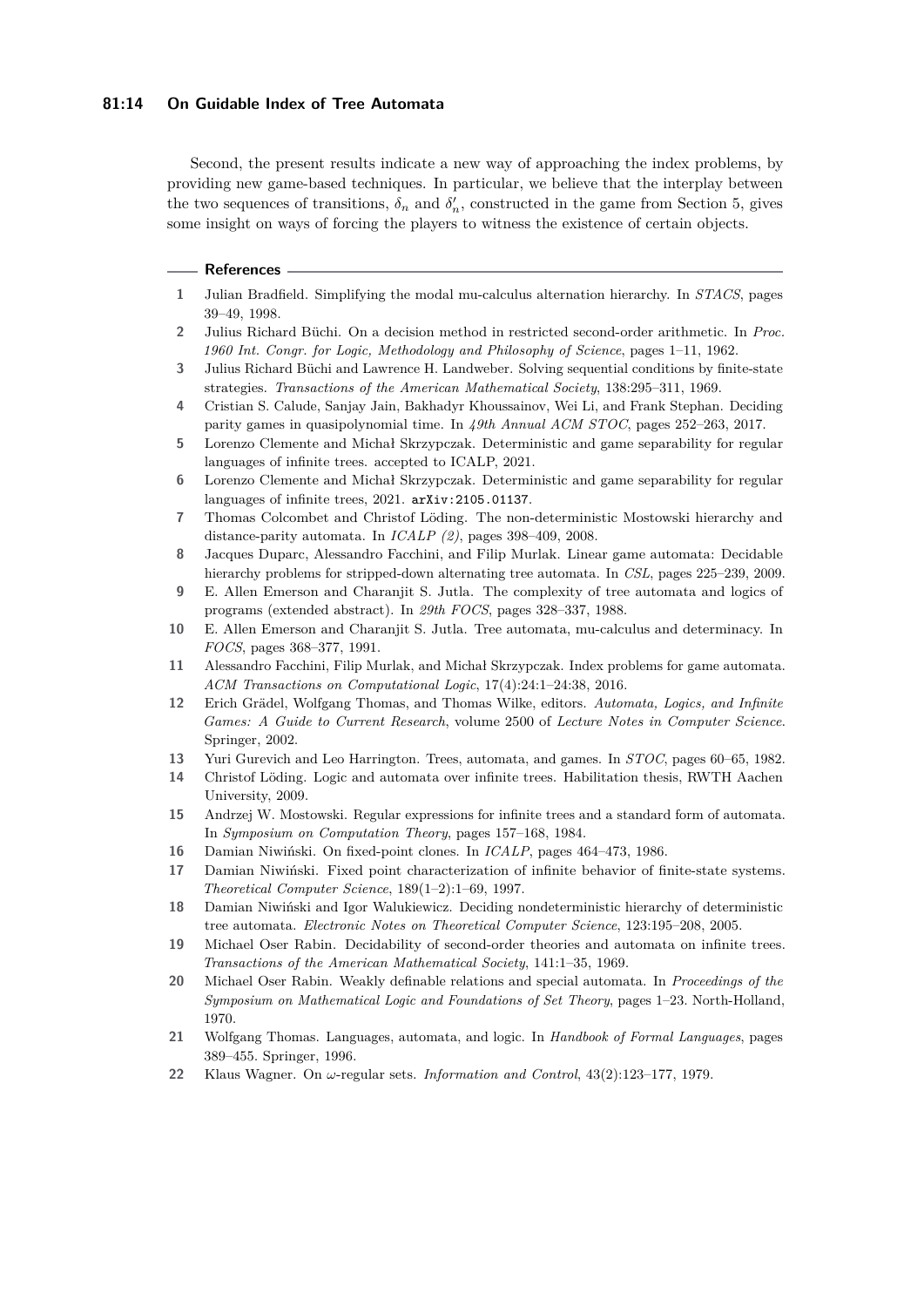Second, the present results indicate a new way of approaching the index problems, by providing new game-based techniques. In particular, we believe that the interplay between the two sequences of transitions, $\delta_n$ and $\delta'_n$, constructed in the game from Section 5, gives some insight on ways of forcing the players to witness the existence of certain objects.

## References

1. Julian Bradfield. Simplifying the modal mu-calculus alternation hierarchy. In *STACS*, pages 39–49, 1998.
2. Julius Richard Büchi. On a decision method in restricted second-order arithmetic. In *Proc. 1960 Int. Congr. for Logic, Methodology and Philosophy of Science*, pages 1–11, 1962.
3. Julius Richard Büchi and Lawrence H. Landweber. Solving sequential conditions by finite-state strategies. *Transactions of the American Mathematical Society*, 138:295–311, 1969.
4. Cristian S. Calude, Sanjay Jain, Bakhadyr Khoussainov, Wei Li, and Frank Stephan. Deciding parity games in quasipolynomial time. In *49th Annual ACM STOC*, pages 252–263, 2017.
5. Lorenzo Clemente and Michał Skrzypczak. Deterministic and game separability for regular languages of infinite trees. accepted to ICALP, 2021.
6. Lorenzo Clemente and Michał Skrzypczak. Deterministic and game separability for regular languages of infinite trees, 2021. `arXiv:2105.01137`.
7. Thomas Colcombet and Christof Löding. The non-deterministic Mostowski hierarchy and distance-parity automata. In *ICALP (2)*, pages 398–409, 2008.
8. Jacques Duparc, Alessandro Facchini, and Filip Murlak. Linear game automata: Decidable hierarchy problems for stripped-down alternating tree automata. In *CSL*, pages 225–239, 2009.
9. E. Allen Emerson and Charanjit S. Jutla. The complexity of tree automata and logics of programs (extended abstract). In *29th FOCS*, pages 328–337, 1988.
10. E. Allen Emerson and Charanjit S. Jutla. Tree automata, mu-calculus and determinacy. In *FOCS*, pages 368–377, 1991.
11. Alessandro Facchini, Filip Murlak, and Michał Skrzypczak. Index problems for game automata. *ACM Transactions on Computational Logic*, 17(4):24:1–24:38, 2016.
12. Erich Grädel, Wolfgang Thomas, and Thomas Wilke, editors. *Automata, Logics, and Infinite Games: A Guide to Current Research*, volume 2500 of *Lecture Notes in Computer Science*. Springer, 2002.
13. Yuri Gurevich and Leo Harrington. Trees, automata, and games. In *STOC*, pages 60–65, 1982.
14. Christof Löding. Logic and automata over infinite trees. Habilitation thesis, RWTH Aachen University, 2009.
15. Andrzej W. Mostowski. Regular expressions for infinite trees and a standard form of automata. In *Symposium on Computation Theory*, pages 157–168, 1984.
16. Damian Niwiński. On fixed-point clones. In *ICALP*, pages 464–473, 1986.
17. Damian Niwiński. Fixed point characterization of infinite behavior of finite-state systems. *Theoretical Computer Science*, 189(1–2):1–69, 1997.
18. Damian Niwiński and Igor Walukiewicz. Deciding nondeterministic hierarchy of deterministic tree automata. *Electronic Notes on Theoretical Computer Science*, 123:195–208, 2005.
19. Michael Oser Rabin. Decidability of second-order theories and automata on infinite trees. *Transactions of the American Mathematical Society*, 141:1–35, 1969.
20. Michael Oser Rabin. Weakly definable relations and special automata. In *Proceedings of the Symposium on Mathematical Logic and Foundations of Set Theory*, pages 1–23. North-Holland, 1970.
21. Wolfgang Thomas. Languages, automata, and logic. In *Handbook of Formal Languages*, pages 389–455. Springer, 1996.
22. Klaus Wagner. On $\omega$-regular sets. *Information and Control*, 43(2):123–177, 1979.